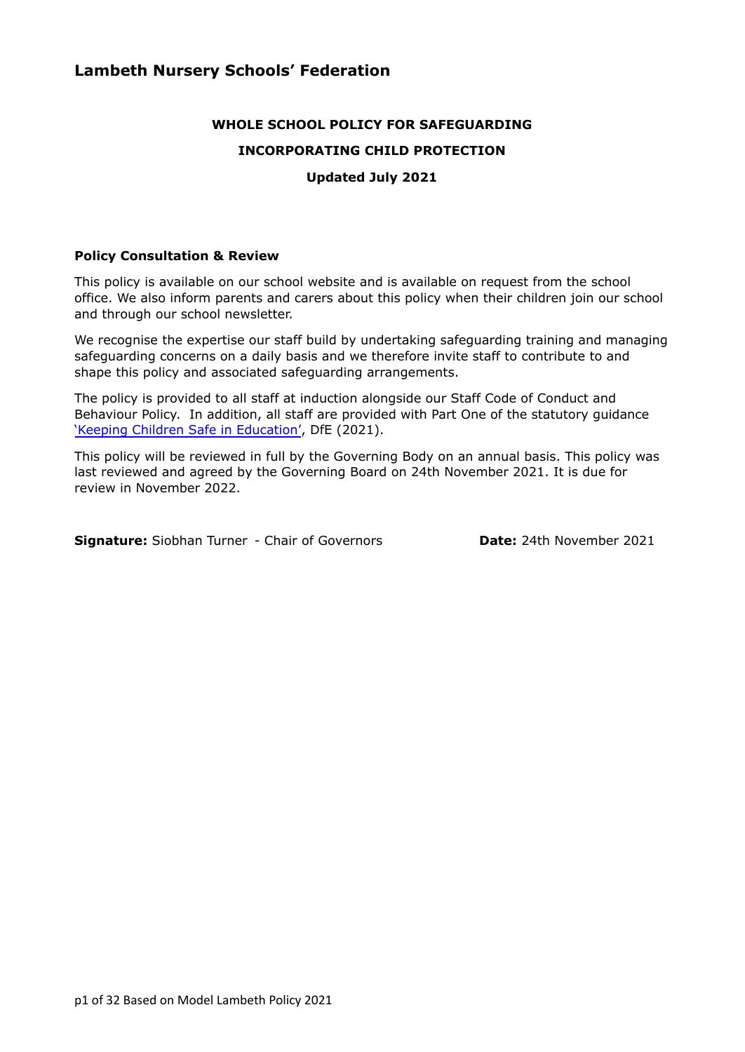## Lambeth Nursery Schools' Federation

**WHOLE SCHOOL POLICY FOR SAFEGUARDING**

**INCORPORATING CHILD PROTECTION**

**Updated July 2021**

**Policy Consultation & Review**

This policy is available on our school website and is available on request from the school office. We also inform parents and carers about this policy when their children join our school and through our school newsletter.

We recognise the expertise our staff build by undertaking safeguarding training and managing safeguarding concerns on a daily basis and we therefore invite staff to contribute to and shape this policy and associated safeguarding arrangements.

The policy is provided to all staff at induction alongside our Staff Code of Conduct and Behaviour Policy. In addition, all staff are provided with Part One of the statutory guidance 'Keeping Children Safe in Education', DfE (2021).

This policy will be reviewed in full by the Governing Body on an annual basis. This policy was last reviewed and agreed by the Governing Board on 24th November 2021. It is due for review in November 2022.

**Signature:** Siobhan Turner - Chair of Governors **Date:** 24th November 2021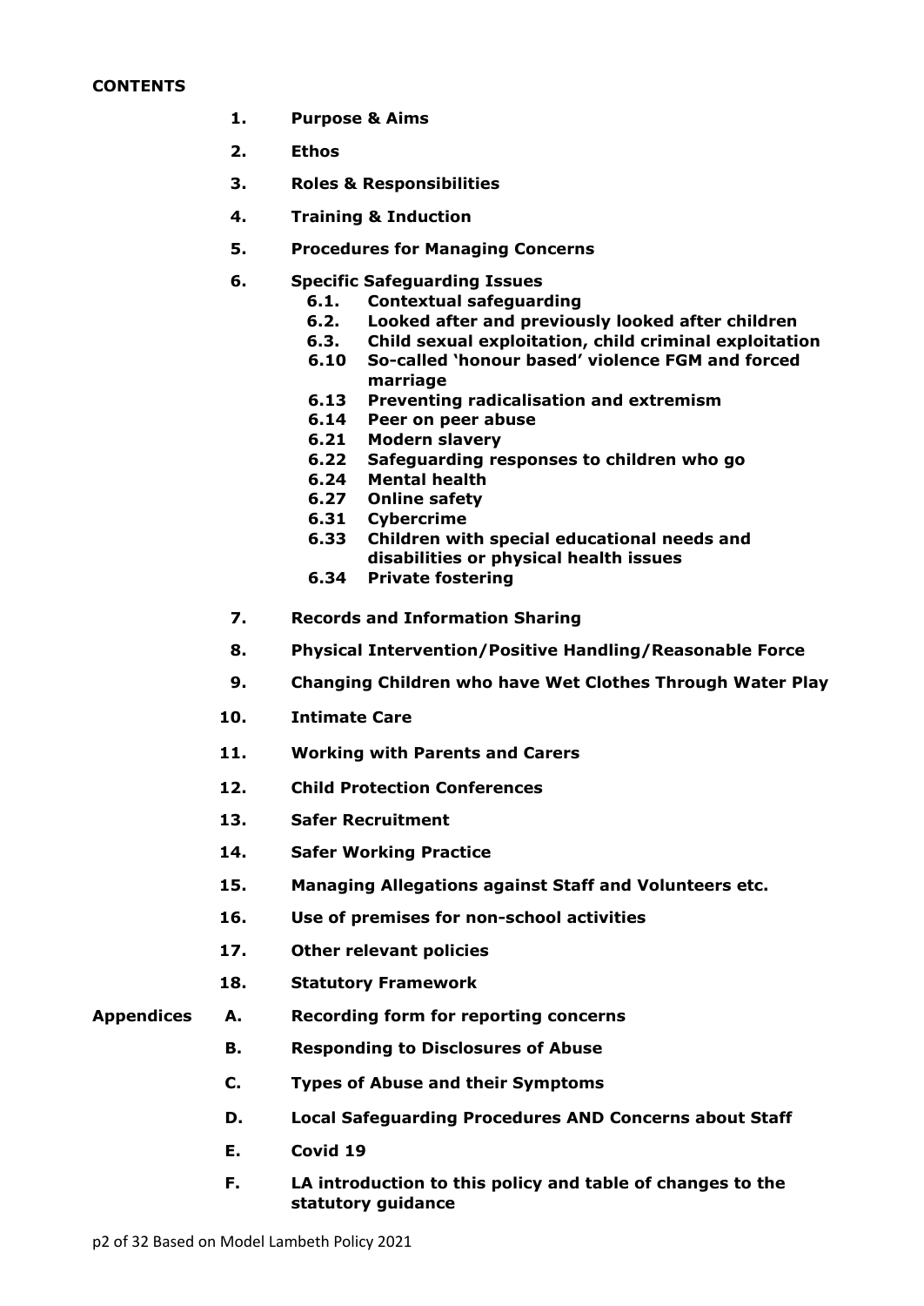**CONTENTS**

1. **Purpose & Aims**
2. **Ethos**
3. **Roles & Responsibilities**
4. **Training & Induction**
5. **Procedures for Managing Concerns**
6. **Specific Safeguarding Issues**
    - **6.1. Contextual safeguarding**
    - **6.2. Looked after and previously looked after children**
    - **6.3. Child sexual exploitation, child criminal exploitation**
    - **6.10 So-called 'honour based' violence FGM and forced marriage**
    - **6.13 Preventing radicalisation and extremism**
    - **6.14 Peer on peer abuse**
    - **6.21 Modern slavery**
    - **6.22 Safeguarding responses to children who go**
    - **6.24 Mental health**
    - **6.27 Online safety**
    - **6.31 Cybercrime**
    - **6.33 Children with special educational needs and disabilities or physical health issues**
    - **6.34 Private fostering**
7. **Records and Information Sharing**
8. **Physical Intervention/Positive Handling/Reasonable Force**
9. **Changing Children who have Wet Clothes Through Water Play**
10. **Intimate Care**
11. **Working with Parents and Carers**
12. **Child Protection Conferences**
13. **Safer Recruitment**
14. **Safer Working Practice**
15. **Managing Allegations against Staff and Volunteers etc.**
16. **Use of premises for non-school activities**
17. **Other relevant policies**
18. **Statutory Framework**

**Appendices**

- **A. Recording form for reporting concerns**
- **B. Responding to Disclosures of Abuse**
- **C. Types of Abuse and their Symptoms**
- **D. Local Safeguarding Procedures AND Concerns about Staff**
- **E. Covid 19**
- **F. LA introduction to this policy and table of changes to the statutory guidance**

Based on Model Lambeth Policy 2021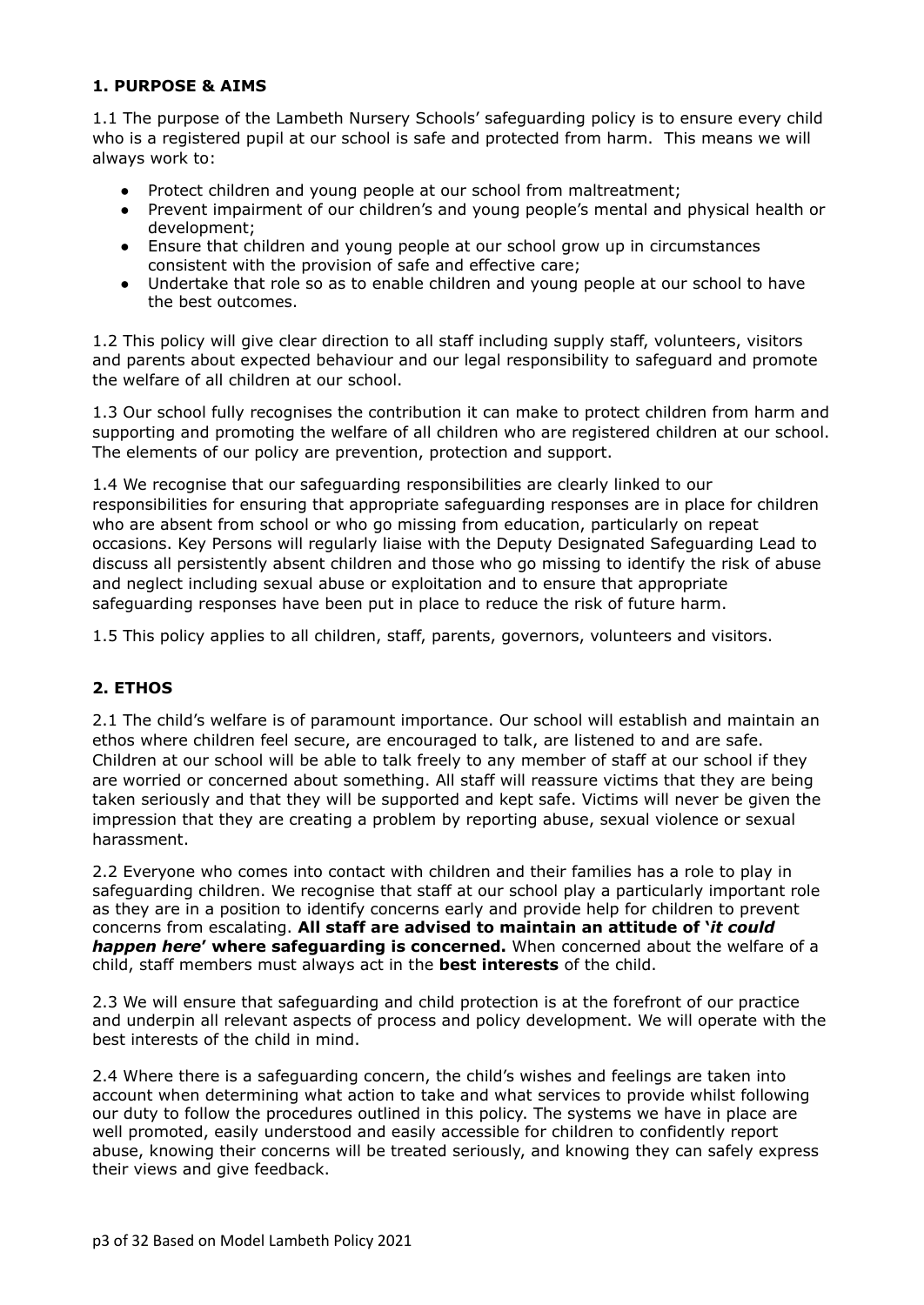## 1. PURPOSE & AIMS

1.1 The purpose of the Lambeth Nursery Schools' safeguarding policy is to ensure every child who is a registered pupil at our school is safe and protected from harm. This means we will always work to:

- Protect children and young people at our school from maltreatment;
- Prevent impairment of our children's and young people's mental and physical health or development;
- Ensure that children and young people at our school grow up in circumstances consistent with the provision of safe and effective care;
- Undertake that role so as to enable children and young people at our school to have the best outcomes.

1.2 This policy will give clear direction to all staff including supply staff, volunteers, visitors and parents about expected behaviour and our legal responsibility to safeguard and promote the welfare of all children at our school.

1.3 Our school fully recognises the contribution it can make to protect children from harm and supporting and promoting the welfare of all children who are registered children at our school. The elements of our policy are prevention, protection and support.

1.4 We recognise that our safeguarding responsibilities are clearly linked to our responsibilities for ensuring that appropriate safeguarding responses are in place for children who are absent from school or who go missing from education, particularly on repeat occasions. Key Persons will regularly liaise with the Deputy Designated Safeguarding Lead to discuss all persistently absent children and those who go missing to identify the risk of abuse and neglect including sexual abuse or exploitation and to ensure that appropriate safeguarding responses have been put in place to reduce the risk of future harm.

1.5 This policy applies to all children, staff, parents, governors, volunteers and visitors.

## 2. ETHOS

2.1 The child's welfare is of paramount importance. Our school will establish and maintain an ethos where children feel secure, are encouraged to talk, are listened to and are safe. Children at our school will be able to talk freely to any member of staff at our school if they are worried or concerned about something. All staff will reassure victims that they are being taken seriously and that they will be supported and kept safe. Victims will never be given the impression that they are creating a problem by reporting abuse, sexual violence or sexual harassment.

2.2 Everyone who comes into contact with children and their families has a role to play in safeguarding children. We recognise that staff at our school play a particularly important role as they are in a position to identify concerns early and provide help for children to prevent concerns from escalating. **All staff are advised to maintain an attitude of '*it could happen here*' where safeguarding is concerned.** When concerned about the welfare of a child, staff members must always act in the **best interests** of the child.

2.3 We will ensure that safeguarding and child protection is at the forefront of our practice and underpin all relevant aspects of process and policy development. We will operate with the best interests of the child in mind.

2.4 Where there is a safeguarding concern, the child's wishes and feelings are taken into account when determining what action to take and what services to provide whilst following our duty to follow the procedures outlined in this policy. The systems we have in place are well promoted, easily understood and easily accessible for children to confidently report abuse, knowing their concerns will be treated seriously, and knowing they can safely express their views and give feedback.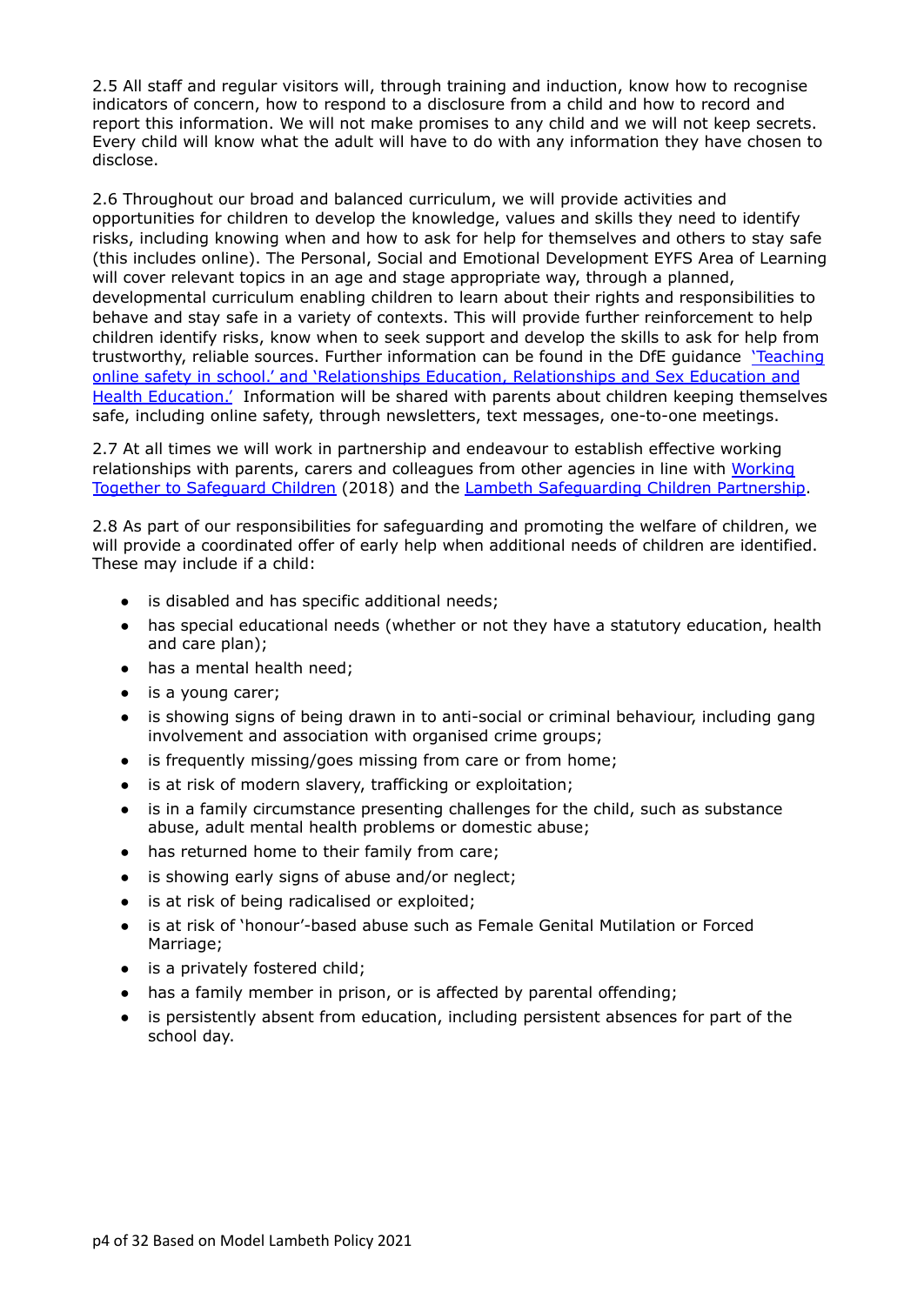2.5 All staff and regular visitors will, through training and induction, know how to recognise indicators of concern, how to respond to a disclosure from a child and how to record and report this information. We will not make promises to any child and we will not keep secrets. Every child will know what the adult will have to do with any information they have chosen to disclose.

2.6 Throughout our broad and balanced curriculum, we will provide activities and opportunities for children to develop the knowledge, values and skills they need to identify risks, including knowing when and how to ask for help for themselves and others to stay safe (this includes online). The Personal, Social and Emotional Development EYFS Area of Learning will cover relevant topics in an age and stage appropriate way, through a planned, developmental curriculum enabling children to learn about their rights and responsibilities to behave and stay safe in a variety of contexts. This will provide further reinforcement to help children identify risks, know when to seek support and develop the skills to ask for help from trustworthy, reliable sources. Further information can be found in the DfE guidance 'Teaching online safety in school.' and 'Relationships Education, Relationships and Sex Education and Health Education.' Information will be shared with parents about children keeping themselves safe, including online safety, through newsletters, text messages, one-to-one meetings.

2.7 At all times we will work in partnership and endeavour to establish effective working relationships with parents, carers and colleagues from other agencies in line with Working Together to Safeguard Children (2018) and the Lambeth Safeguarding Children Partnership.

2.8 As part of our responsibilities for safeguarding and promoting the welfare of children, we will provide a coordinated offer of early help when additional needs of children are identified. These may include if a child:

- is disabled and has specific additional needs;
- has special educational needs (whether or not they have a statutory education, health and care plan);
- has a mental health need;
- is a young carer;
- is showing signs of being drawn in to anti-social or criminal behaviour, including gang involvement and association with organised crime groups;
- is frequently missing/goes missing from care or from home;
- is at risk of modern slavery, trafficking or exploitation;
- is in a family circumstance presenting challenges for the child, such as substance abuse, adult mental health problems or domestic abuse;
- has returned home to their family from care;
- is showing early signs of abuse and/or neglect;
- is at risk of being radicalised or exploited;
- is at risk of 'honour'-based abuse such as Female Genital Mutilation or Forced Marriage;
- is a privately fostered child;
- has a family member in prison, or is affected by parental offending;
- is persistently absent from education, including persistent absences for part of the school day.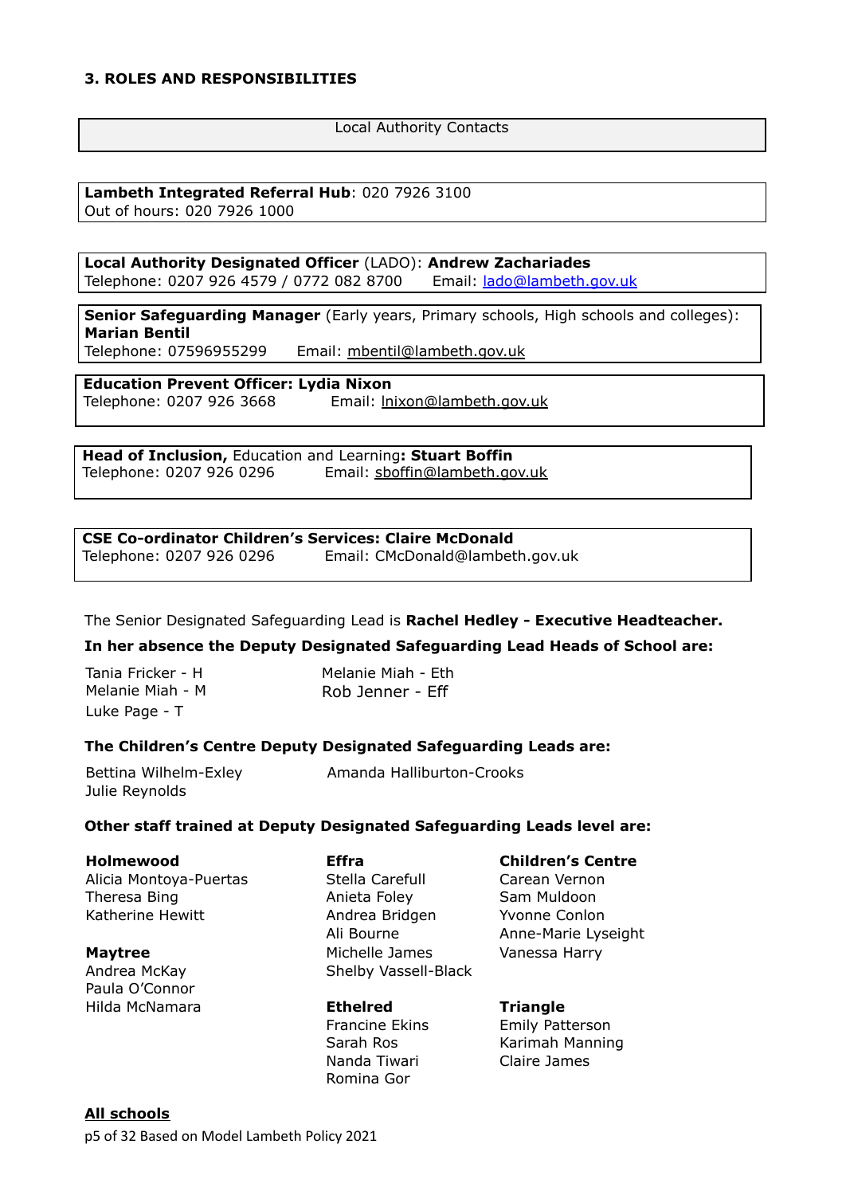### 3. ROLES AND RESPONSIBILITIES

Local Authority Contacts

**Lambeth Integrated Referral Hub**: 020 7926 3100
Out of hours: 020 7926 1000

**Local Authority Designated Officer** (LADO): **Andrew Zachariades**
Telephone: 0207 926 4579 / 0772 082 8700 Email: lado@lambeth.gov.uk

**Senior Safeguarding Manager** (Early years, Primary schools, High schools and colleges): **Marian Bentil**
Telephone: 07596955299 Email: mbentil@lambeth.gov.uk

**Education Prevent Officer: Lydia Nixon**
Telephone: 0207 926 3668 Email: lnixon@lambeth.gov.uk

**Head of Inclusion,** Education and Learning**: Stuart Boffin**
Telephone: 0207 926 0296 Email: sboffin@lambeth.gov.uk

**CSE Co-ordinator Children's Services: Claire McDonald**
Telephone: 0207 926 0296 Email: CMcDonald@lambeth.gov.uk

The Senior Designated Safeguarding Lead is **Rachel Hedley - Executive Headteacher.**

**In her absence the Deputy Designated Safeguarding Lead Heads of School are:**

Tania Fricker - H
Melanie Miah - M
Luke Page - T
Melanie Miah - Eth
Rob Jenner - Eff

**The Children's Centre Deputy Designated Safeguarding Leads are:**

Bettina Wilhelm-Exley
Julie Reynolds
Amanda Halliburton-Crooks

**Other staff trained at Deputy Designated Safeguarding Leads level are:**

**Holmewood**
Alicia Montoya-Puertas
Theresa Bing
Katherine Hewitt

**Maytree**
Andrea McKay
Paula O'Connor
Hilda McNamara

**Effra**
Stella Carefull
Anieta Foley
Andrea Bridgen
Ali Bourne
Michelle James
Shelby Vassell-Black

**Ethelred**
Francine Ekins
Sarah Ros
Nanda Tiwari
Romina Gor

**Children's Centre**
Carean Vernon
Sam Muldoon
Yvonne Conlon
Anne-Marie Lyseight
Vanessa Harry

**Triangle**
Emily Patterson
Karimah Manning
Claire James

<u>**All schools**</u>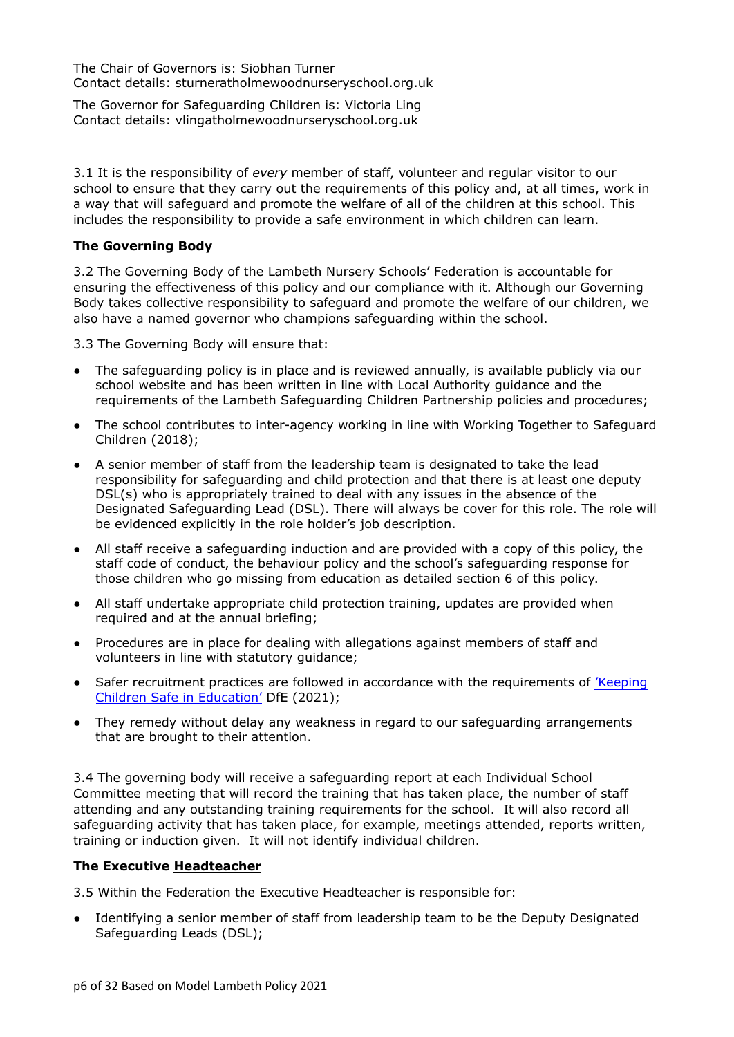The Chair of Governors is: Siobhan Turner
Contact details: sturneratholmewoodnurseryschool.org.uk

The Governor for Safeguarding Children is: Victoria Ling
Contact details: vlingatholmewoodnurseryschool.org.uk

3.1 It is the responsibility of *every* member of staff, volunteer and regular visitor to our school to ensure that they carry out the requirements of this policy and, at all times, work in a way that will safeguard and promote the welfare of all of the children at this school. This includes the responsibility to provide a safe environment in which children can learn.

**The Governing Body**

3.2 The Governing Body of the Lambeth Nursery Schools' Federation is accountable for ensuring the effectiveness of this policy and our compliance with it. Although our Governing Body takes collective responsibility to safeguard and promote the welfare of our children, we also have a named governor who champions safeguarding within the school.

3.3 The Governing Body will ensure that:

- The safeguarding policy is in place and is reviewed annually, is available publicly via our school website and has been written in line with Local Authority guidance and the requirements of the Lambeth Safeguarding Children Partnership policies and procedures;
- The school contributes to inter-agency working in line with Working Together to Safeguard Children (2018);
- A senior member of staff from the leadership team is designated to take the lead responsibility for safeguarding and child protection and that there is at least one deputy DSL(s) who is appropriately trained to deal with any issues in the absence of the Designated Safeguarding Lead (DSL). There will always be cover for this role. The role will be evidenced explicitly in the role holder's job description.
- All staff receive a safeguarding induction and are provided with a copy of this policy, the staff code of conduct, the behaviour policy and the school's safeguarding response for those children who go missing from education as detailed section 6 of this policy.
- All staff undertake appropriate child protection training, updates are provided when required and at the annual briefing;
- Procedures are in place for dealing with allegations against members of staff and volunteers in line with statutory guidance;
- Safer recruitment practices are followed in accordance with the requirements of 'Keeping Children Safe in Education' DfE (2021);
- They remedy without delay any weakness in regard to our safeguarding arrangements that are brought to their attention.

3.4 The governing body will receive a safeguarding report at each Individual School Committee meeting that will record the training that has taken place, the number of staff attending and any outstanding training requirements for the school. It will also record all safeguarding activity that has taken place, for example, meetings attended, reports written, training or induction given. It will not identify individual children.

**The Executive Headteacher**

3.5 Within the Federation the Executive Headteacher is responsible for:

- Identifying a senior member of staff from leadership team to be the Deputy Designated Safeguarding Leads (DSL);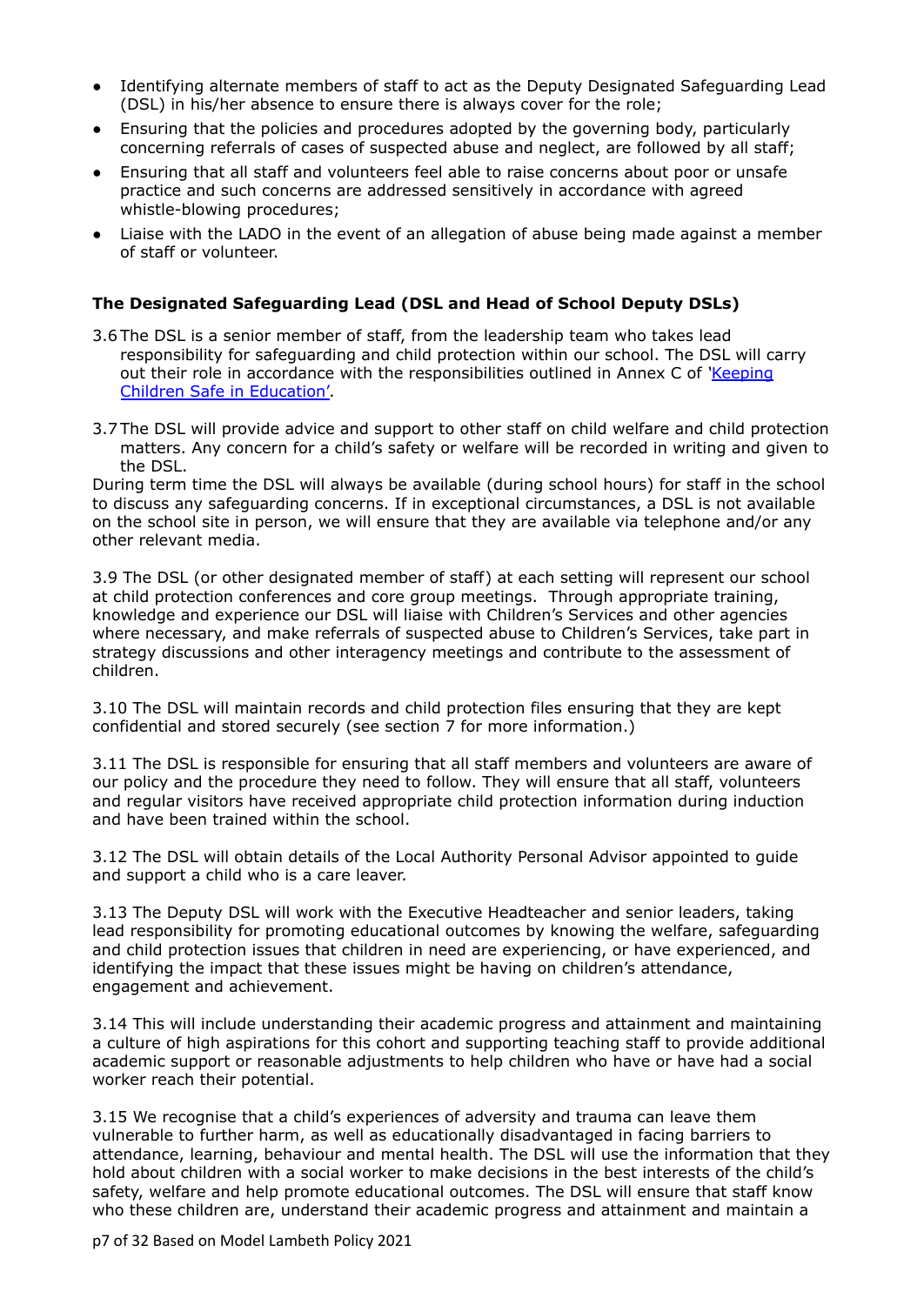- Identifying alternate members of staff to act as the Deputy Designated Safeguarding Lead (DSL) in his/her absence to ensure there is always cover for the role;
- Ensuring that the policies and procedures adopted by the governing body, particularly concerning referrals of cases of suspected abuse and neglect, are followed by all staff;
- Ensuring that all staff and volunteers feel able to raise concerns about poor or unsafe practice and such concerns are addressed sensitively in accordance with agreed whistle-blowing procedures;
- Liaise with the LADO in the event of an allegation of abuse being made against a member of staff or volunteer.

**The Designated Safeguarding Lead (DSL and Head of School Deputy DSLs)**

3.6 The DSL is a senior member of staff, from the leadership team who takes lead responsibility for safeguarding and child protection within our school. The DSL will carry out their role in accordance with the responsibilities outlined in Annex C of '[Keeping Children Safe in Education](#)'.

3.7 The DSL will provide advice and support to other staff on child welfare and child protection matters. Any concern for a child's safety or welfare will be recorded in writing and given to the DSL.

During term time the DSL will always be available (during school hours) for staff in the school to discuss any safeguarding concerns. If in exceptional circumstances, a DSL is not available on the school site in person, we will ensure that they are available via telephone and/or any other relevant media.

3.9 The DSL (or other designated member of staff) at each setting will represent our school at child protection conferences and core group meetings. Through appropriate training, knowledge and experience our DSL will liaise with Children's Services and other agencies where necessary, and make referrals of suspected abuse to Children's Services, take part in strategy discussions and other interagency meetings and contribute to the assessment of children.

3.10 The DSL will maintain records and child protection files ensuring that they are kept confidential and stored securely (see section 7 for more information.)

3.11 The DSL is responsible for ensuring that all staff members and volunteers are aware of our policy and the procedure they need to follow. They will ensure that all staff, volunteers and regular visitors have received appropriate child protection information during induction and have been trained within the school.

3.12 The DSL will obtain details of the Local Authority Personal Advisor appointed to guide and support a child who is a care leaver.

3.13 The Deputy DSL will work with the Executive Headteacher and senior leaders, taking lead responsibility for promoting educational outcomes by knowing the welfare, safeguarding and child protection issues that children in need are experiencing, or have experienced, and identifying the impact that these issues might be having on children's attendance, engagement and achievement.

3.14 This will include understanding their academic progress and attainment and maintaining a culture of high aspirations for this cohort and supporting teaching staff to provide additional academic support or reasonable adjustments to help children who have or have had a social worker reach their potential.

3.15 We recognise that a child's experiences of adversity and trauma can leave them vulnerable to further harm, as well as educationally disadvantaged in facing barriers to attendance, learning, behaviour and mental health. The DSL will use the information that they hold about children with a social worker to make decisions in the best interests of the child's safety, welfare and help promote educational outcomes. The DSL will ensure that staff know who these children are, understand their academic progress and attainment and maintain a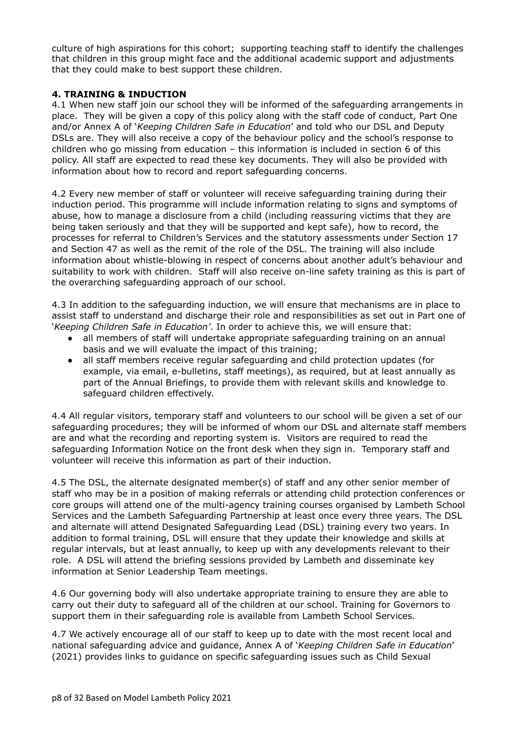culture of high aspirations for this cohort; supporting teaching staff to identify the challenges that children in this group might face and the additional academic support and adjustments that they could make to best support these children.

**4. TRAINING & INDUCTION**

4.1 When new staff join our school they will be informed of the safeguarding arrangements in place. They will be given a copy of this policy along with the staff code of conduct, Part One and/or Annex A of '*Keeping Children Safe in Education*' and told who our DSL and Deputy DSLs are. They will also receive a copy of the behaviour policy and the school's response to children who go missing from education – this information is included in section 6 of this policy. All staff are expected to read these key documents. They will also be provided with information about how to record and report safeguarding concerns.

4.2 Every new member of staff or volunteer will receive safeguarding training during their induction period. This programme will include information relating to signs and symptoms of abuse, how to manage a disclosure from a child (including reassuring victims that they are being taken seriously and that they will be supported and kept safe), how to record, the processes for referral to Children's Services and the statutory assessments under Section 17 and Section 47 as well as the remit of the role of the DSL. The training will also include information about whistle-blowing in respect of concerns about another adult's behaviour and suitability to work with children. Staff will also receive on-line safety training as this is part of the overarching safeguarding approach of our school.

4.3 In addition to the safeguarding induction, we will ensure that mechanisms are in place to assist staff to understand and discharge their role and responsibilities as set out in Part one of '*Keeping Children Safe in Education'*. In order to achieve this, we will ensure that:

- all members of staff will undertake appropriate safeguarding training on an annual basis and we will evaluate the impact of this training;
- all staff members receive regular safeguarding and child protection updates (for example, via email, e-bulletins, staff meetings), as required, but at least annually as part of the Annual Briefings, to provide them with relevant skills and knowledge to safeguard children effectively.

4.4 All regular visitors, temporary staff and volunteers to our school will be given a set of our safeguarding procedures; they will be informed of whom our DSL and alternate staff members are and what the recording and reporting system is. Visitors are required to read the safeguarding Information Notice on the front desk when they sign in. Temporary staff and volunteer will receive this information as part of their induction.

4.5 The DSL, the alternate designated member(s) of staff and any other senior member of staff who may be in a position of making referrals or attending child protection conferences or core groups will attend one of the multi-agency training courses organised by Lambeth School Services and the Lambeth Safeguarding Partnership at least once every three years. The DSL and alternate will attend Designated Safeguarding Lead (DSL) training every two years. In addition to formal training, DSL will ensure that they update their knowledge and skills at regular intervals, but at least annually, to keep up with any developments relevant to their role. A DSL will attend the briefing sessions provided by Lambeth and disseminate key information at Senior Leadership Team meetings.

4.6 Our governing body will also undertake appropriate training to ensure they are able to carry out their duty to safeguard all of the children at our school. Training for Governors to support them in their safeguarding role is available from Lambeth School Services.

4.7 We actively encourage all of our staff to keep up to date with the most recent local and national safeguarding advice and guidance, Annex A of '*Keeping Children Safe in Education*' (2021) provides links to guidance on specific safeguarding issues such as Child Sexual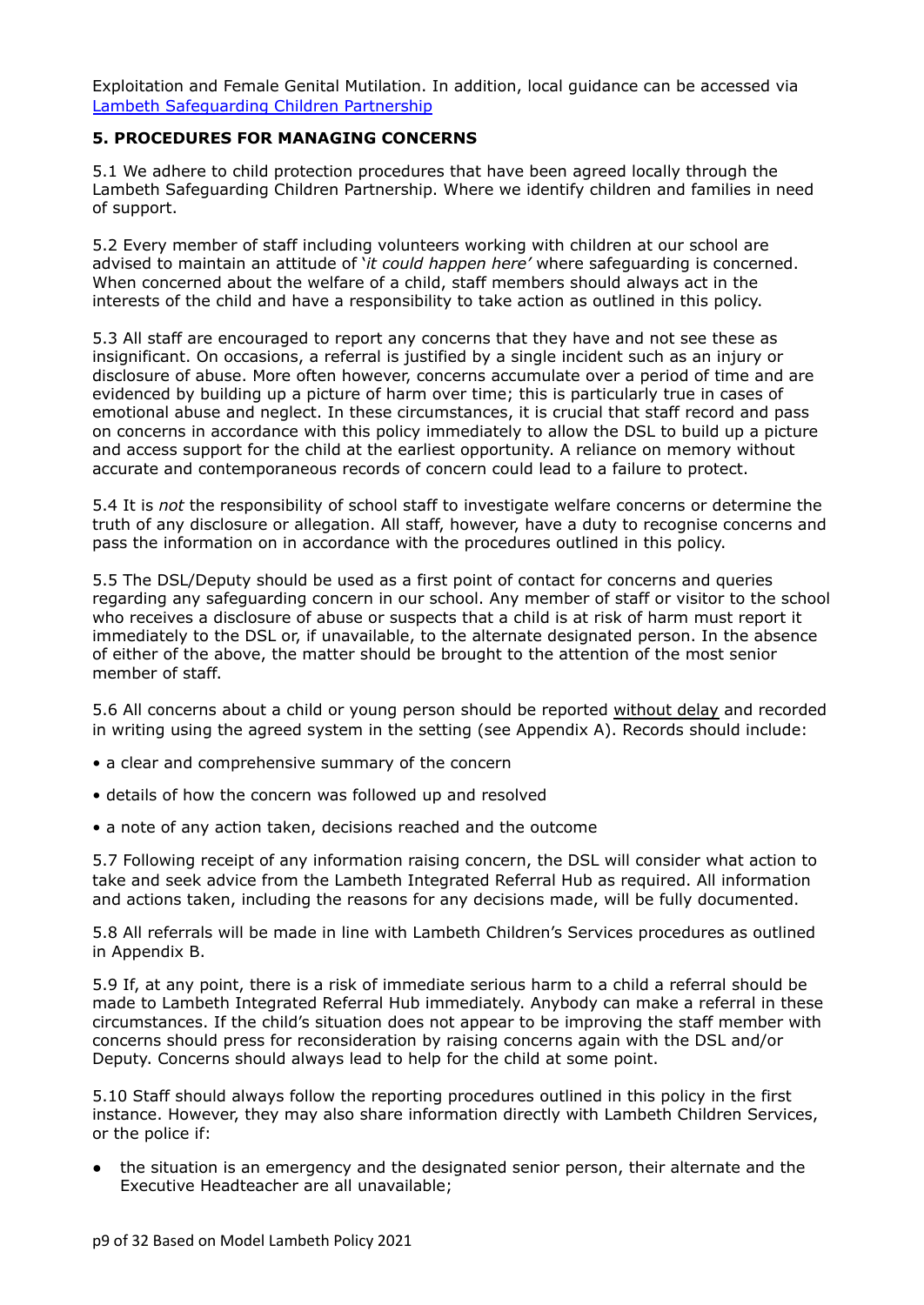Exploitation and Female Genital Mutilation. In addition, local guidance can be accessed via [Lambeth Safeguarding Children Partnership]

**5. PROCEDURES FOR MANAGING CONCERNS**

5.1 We adhere to child protection procedures that have been agreed locally through the Lambeth Safeguarding Children Partnership. Where we identify children and families in need of support.

5.2 Every member of staff including volunteers working with children at our school are advised to maintain an attitude of '*it could happen here'* where safeguarding is concerned. When concerned about the welfare of a child, staff members should always act in the interests of the child and have a responsibility to take action as outlined in this policy.

5.3 All staff are encouraged to report any concerns that they have and not see these as insignificant. On occasions, a referral is justified by a single incident such as an injury or disclosure of abuse. More often however, concerns accumulate over a period of time and are evidenced by building up a picture of harm over time; this is particularly true in cases of emotional abuse and neglect. In these circumstances, it is crucial that staff record and pass on concerns in accordance with this policy immediately to allow the DSL to build up a picture and access support for the child at the earliest opportunity. A reliance on memory without accurate and contemporaneous records of concern could lead to a failure to protect.

5.4 It is *not* the responsibility of school staff to investigate welfare concerns or determine the truth of any disclosure or allegation. All staff, however, have a duty to recognise concerns and pass the information on in accordance with the procedures outlined in this policy.

5.5 The DSL/Deputy should be used as a first point of contact for concerns and queries regarding any safeguarding concern in our school. Any member of staff or visitor to the school who receives a disclosure of abuse or suspects that a child is at risk of harm must report it immediately to the DSL or, if unavailable, to the alternate designated person. In the absence of either of the above, the matter should be brought to the attention of the most senior member of staff.

5.6 All concerns about a child or young person should be reported without delay and recorded in writing using the agreed system in the setting (see Appendix A). Records should include:

- a clear and comprehensive summary of the concern
- details of how the concern was followed up and resolved
- a note of any action taken, decisions reached and the outcome

5.7 Following receipt of any information raising concern, the DSL will consider what action to take and seek advice from the Lambeth Integrated Referral Hub as required. All information and actions taken, including the reasons for any decisions made, will be fully documented.

5.8 All referrals will be made in line with Lambeth Children's Services procedures as outlined in Appendix B.

5.9 If, at any point, there is a risk of immediate serious harm to a child a referral should be made to Lambeth Integrated Referral Hub immediately. Anybody can make a referral in these circumstances. If the child's situation does not appear to be improving the staff member with concerns should press for reconsideration by raising concerns again with the DSL and/or Deputy. Concerns should always lead to help for the child at some point.

5.10 Staff should always follow the reporting procedures outlined in this policy in the first instance. However, they may also share information directly with Lambeth Children Services, or the police if:

- the situation is an emergency and the designated senior person, their alternate and the Executive Headteacher are all unavailable;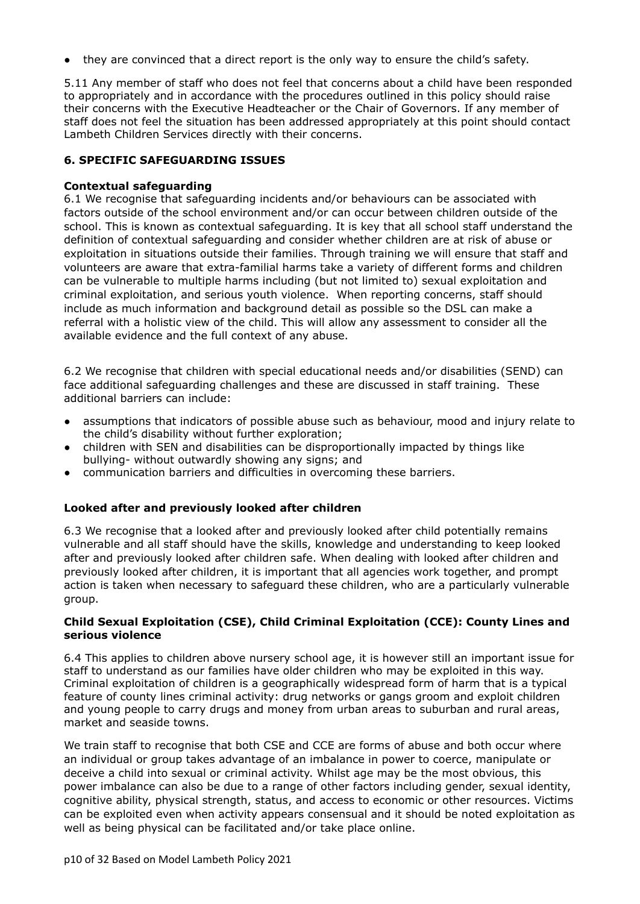- they are convinced that a direct report is the only way to ensure the child's safety.

5.11 Any member of staff who does not feel that concerns about a child have been responded to appropriately and in accordance with the procedures outlined in this policy should raise their concerns with the Executive Headteacher or the Chair of Governors. If any member of staff does not feel the situation has been addressed appropriately at this point should contact Lambeth Children Services directly with their concerns.

## 6. SPECIFIC SAFEGUARDING ISSUES

### Contextual safeguarding

6.1 We recognise that safeguarding incidents and/or behaviours can be associated with factors outside of the school environment and/or can occur between children outside of the school. This is known as contextual safeguarding. It is key that all school staff understand the definition of contextual safeguarding and consider whether children are at risk of abuse or exploitation in situations outside their families. Through training we will ensure that staff and volunteers are aware that extra-familial harms take a variety of different forms and children can be vulnerable to multiple harms including (but not limited to) sexual exploitation and criminal exploitation, and serious youth violence. When reporting concerns, staff should include as much information and background detail as possible so the DSL can make a referral with a holistic view of the child. This will allow any assessment to consider all the available evidence and the full context of any abuse.

6.2 We recognise that children with special educational needs and/or disabilities (SEND) can face additional safeguarding challenges and these are discussed in staff training. These additional barriers can include:

- assumptions that indicators of possible abuse such as behaviour, mood and injury relate to the child's disability without further exploration;
- children with SEN and disabilities can be disproportionally impacted by things like bullying- without outwardly showing any signs; and
- communication barriers and difficulties in overcoming these barriers.

### Looked after and previously looked after children

6.3 We recognise that a looked after and previously looked after child potentially remains vulnerable and all staff should have the skills, knowledge and understanding to keep looked after and previously looked after children safe. When dealing with looked after children and previously looked after children, it is important that all agencies work together, and prompt action is taken when necessary to safeguard these children, who are a particularly vulnerable group.

### Child Sexual Exploitation (CSE), Child Criminal Exploitation (CCE): County Lines and serious violence

6.4 This applies to children above nursery school age, it is however still an important issue for staff to understand as our families have older children who may be exploited in this way. Criminal exploitation of children is a geographically widespread form of harm that is a typical feature of county lines criminal activity: drug networks or gangs groom and exploit children and young people to carry drugs and money from urban areas to suburban and rural areas, market and seaside towns.

We train staff to recognise that both CSE and CCE are forms of abuse and both occur where an individual or group takes advantage of an imbalance in power to coerce, manipulate or deceive a child into sexual or criminal activity. Whilst age may be the most obvious, this power imbalance can also be due to a range of other factors including gender, sexual identity, cognitive ability, physical strength, status, and access to economic or other resources. Victims can be exploited even when activity appears consensual and it should be noted exploitation as well as being physical can be facilitated and/or take place online.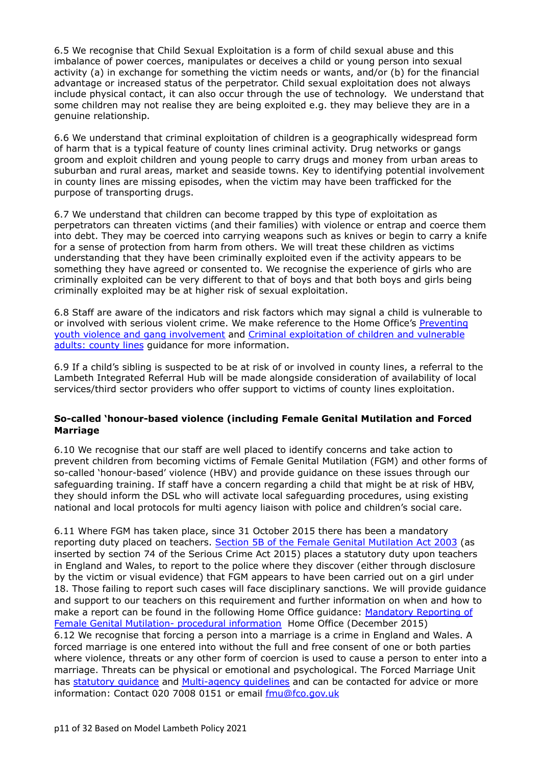6.5 We recognise that Child Sexual Exploitation is a form of child sexual abuse and this imbalance of power coerces, manipulates or deceives a child or young person into sexual activity (a) in exchange for something the victim needs or wants, and/or (b) for the financial advantage or increased status of the perpetrator. Child sexual exploitation does not always include physical contact, it can also occur through the use of technology. We understand that some children may not realise they are being exploited e.g. they may believe they are in a genuine relationship.

6.6 We understand that criminal exploitation of children is a geographically widespread form of harm that is a typical feature of county lines criminal activity. Drug networks or gangs groom and exploit children and young people to carry drugs and money from urban areas to suburban and rural areas, market and seaside towns. Key to identifying potential involvement in county lines are missing episodes, when the victim may have been trafficked for the purpose of transporting drugs.

6.7 We understand that children can become trapped by this type of exploitation as perpetrators can threaten victims (and their families) with violence or entrap and coerce them into debt. They may be coerced into carrying weapons such as knives or begin to carry a knife for a sense of protection from harm from others. We will treat these children as victims understanding that they have been criminally exploited even if the activity appears to be something they have agreed or consented to. We recognise the experience of girls who are criminally exploited can be very different to that of boys and that both boys and girls being criminally exploited may be at higher risk of sexual exploitation.

6.8 Staff are aware of the indicators and risk factors which may signal a child is vulnerable to or involved with serious violent crime. We make reference to the Home Office's [Preventing youth violence and gang involvement]() and [Criminal exploitation of children and vulnerable adults: county lines]() guidance for more information.

6.9 If a child's sibling is suspected to be at risk of or involved in county lines, a referral to the Lambeth Integrated Referral Hub will be made alongside consideration of availability of local services/third sector providers who offer support to victims of county lines exploitation.

**So-called 'honour-based violence (including Female Genital Mutilation and Forced Marriage**

6.10 We recognise that our staff are well placed to identify concerns and take action to prevent children from becoming victims of Female Genital Mutilation (FGM) and other forms of so-called 'honour-based' violence (HBV) and provide guidance on these issues through our safeguarding training. If staff have a concern regarding a child that might be at risk of HBV, they should inform the DSL who will activate local safeguarding procedures, using existing national and local protocols for multi agency liaison with police and children's social care.

6.11 Where FGM has taken place, since 31 October 2015 there has been a mandatory reporting duty placed on teachers. [Section 5B of the Female Genital Mutilation Act 2003]() (as inserted by section 74 of the Serious Crime Act 2015) places a statutory duty upon teachers in England and Wales, to report to the police where they discover (either through disclosure by the victim or visual evidence) that FGM appears to have been carried out on a girl under 18. Those failing to report such cases will face disciplinary sanctions. We will provide guidance and support to our teachers on this requirement and further information on when and how to make a report can be found in the following Home Office guidance: [Mandatory Reporting of Female Genital Mutilation- procedural information]() Home Office (December 2015)

6.12 We recognise that forcing a person into a marriage is a crime in England and Wales. A forced marriage is one entered into without the full and free consent of one or both parties where violence, threats or any other form of coercion is used to cause a person to enter into a marriage. Threats can be physical or emotional and psychological. The Forced Marriage Unit has [statutory guidance]() and [Multi-agency guidelines]() and can be contacted for advice or more information: Contact 020 7008 0151 or email [fmu@fco.gov.uk]()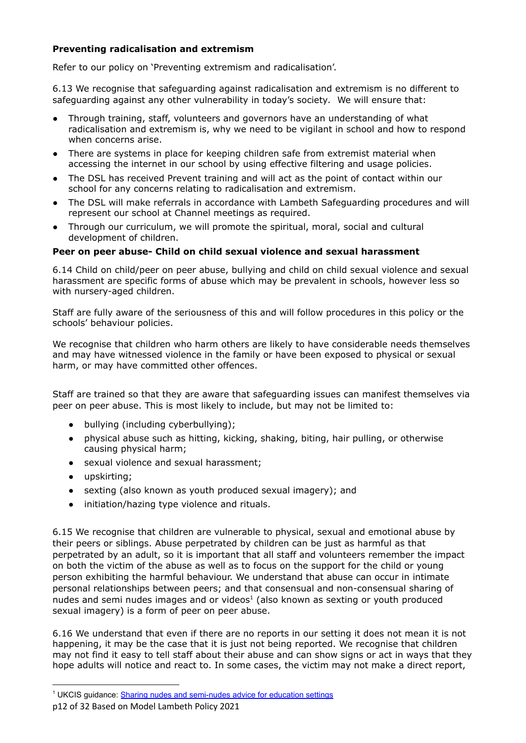**Preventing radicalisation and extremism**

Refer to our policy on 'Preventing extremism and radicalisation'.

6.13 We recognise that safeguarding against radicalisation and extremism is no different to safeguarding against any other vulnerability in today's society. We will ensure that:

- Through training, staff, volunteers and governors have an understanding of what radicalisation and extremism is, why we need to be vigilant in school and how to respond when concerns arise.
- There are systems in place for keeping children safe from extremist material when accessing the internet in our school by using effective filtering and usage policies.
- The DSL has received Prevent training and will act as the point of contact within our school for any concerns relating to radicalisation and extremism.
- The DSL will make referrals in accordance with Lambeth Safeguarding procedures and will represent our school at Channel meetings as required.
- Through our curriculum, we will promote the spiritual, moral, social and cultural development of children.

**Peer on peer abuse- Child on child sexual violence and sexual harassment**

6.14 Child on child/peer on peer abuse, bullying and child on child sexual violence and sexual harassment are specific forms of abuse which may be prevalent in schools, however less so with nursery-aged children.

Staff are fully aware of the seriousness of this and will follow procedures in this policy or the schools' behaviour policies.

We recognise that children who harm others are likely to have considerable needs themselves and may have witnessed violence in the family or have been exposed to physical or sexual harm, or may have committed other offences.

Staff are trained so that they are aware that safeguarding issues can manifest themselves via peer on peer abuse. This is most likely to include, but may not be limited to:

- bullying (including cyberbullying);
- physical abuse such as hitting, kicking, shaking, biting, hair pulling, or otherwise causing physical harm;
- sexual violence and sexual harassment;
- upskirting;
- sexting (also known as youth produced sexual imagery); and
- initiation/hazing type violence and rituals.

6.15 We recognise that children are vulnerable to physical, sexual and emotional abuse by their peers or siblings. Abuse perpetrated by children can be just as harmful as that perpetrated by an adult, so it is important that all staff and volunteers remember the impact on both the victim of the abuse as well as to focus on the support for the child or young person exhibiting the harmful behaviour. We understand that abuse can occur in intimate personal relationships between peers; and that consensual and non-consensual sharing of nudes and semi nudes images and or videos[1] (also known as sexting or youth produced sexual imagery) is a form of peer on peer abuse.

6.16 We understand that even if there are no reports in our setting it does not mean it is not happening, it may be the case that it is just not being reported. We recognise that children may not find it easy to tell staff about their abuse and can show signs or act in ways that they hope adults will notice and react to. In some cases, the victim may not make a direct report,

[1] UKCIS guidance: Sharing nudes and semi-nudes advice for education settings

Based on Model Lambeth Policy 2021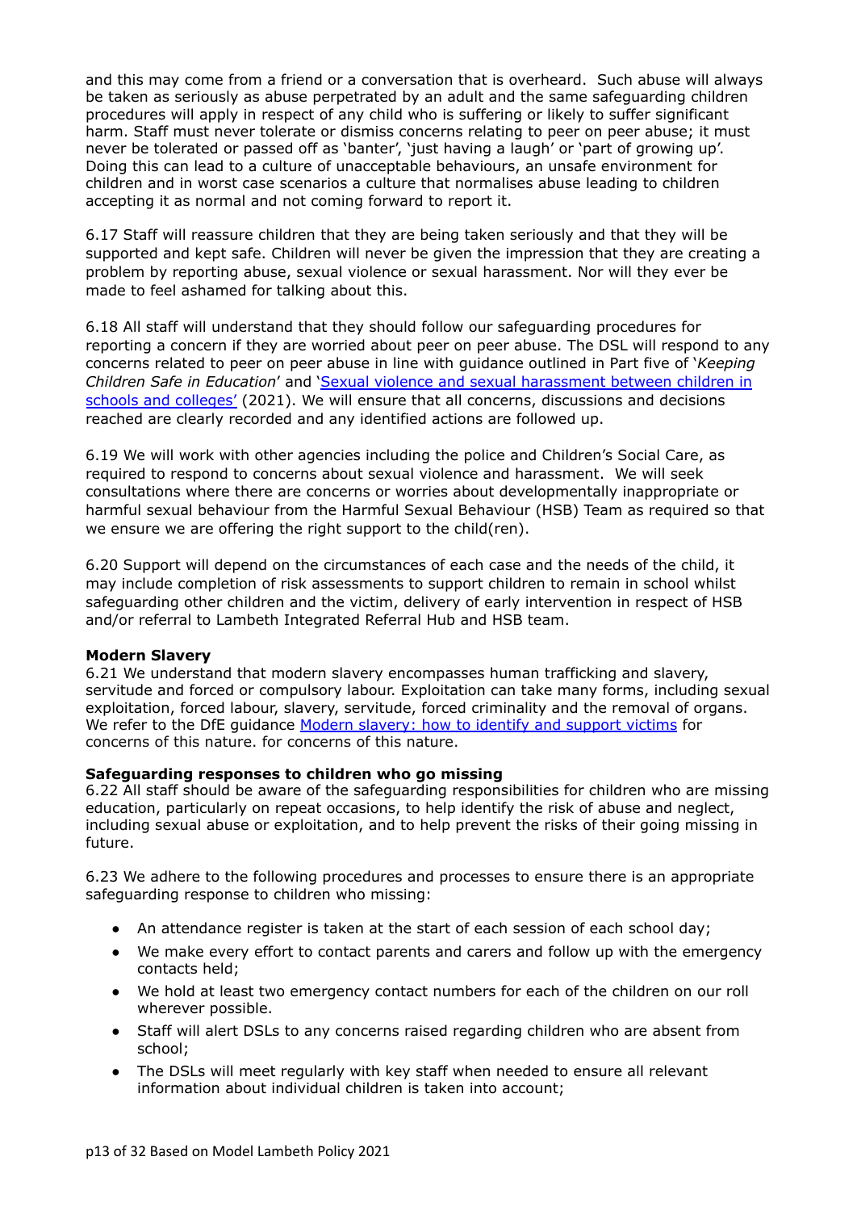and this may come from a friend or a conversation that is overheard. Such abuse will always be taken as seriously as abuse perpetrated by an adult and the same safeguarding children procedures will apply in respect of any child who is suffering or likely to suffer significant harm. Staff must never tolerate or dismiss concerns relating to peer on peer abuse; it must never be tolerated or passed off as 'banter', 'just having a laugh' or 'part of growing up'. Doing this can lead to a culture of unacceptable behaviours, an unsafe environment for children and in worst case scenarios a culture that normalises abuse leading to children accepting it as normal and not coming forward to report it.

6.17 Staff will reassure children that they are being taken seriously and that they will be supported and kept safe. Children will never be given the impression that they are creating a problem by reporting abuse, sexual violence or sexual harassment. Nor will they ever be made to feel ashamed for talking about this.

6.18 All staff will understand that they should follow our safeguarding procedures for reporting a concern if they are worried about peer on peer abuse. The DSL will respond to any concerns related to peer on peer abuse in line with guidance outlined in Part five of '*Keeping Children Safe in Education*' and '[Sexual violence and sexual harassment between children in schools and colleges'](#) (2021). We will ensure that all concerns, discussions and decisions reached are clearly recorded and any identified actions are followed up.

6.19 We will work with other agencies including the police and Children's Social Care, as required to respond to concerns about sexual violence and harassment. We will seek consultations where there are concerns or worries about developmentally inappropriate or harmful sexual behaviour from the Harmful Sexual Behaviour (HSB) Team as required so that we ensure we are offering the right support to the child(ren).

6.20 Support will depend on the circumstances of each case and the needs of the child, it may include completion of risk assessments to support children to remain in school whilst safeguarding other children and the victim, delivery of early intervention in respect of HSB and/or referral to Lambeth Integrated Referral Hub and HSB team.

**Modern Slavery**

6.21 We understand that modern slavery encompasses human trafficking and slavery, servitude and forced or compulsory labour. Exploitation can take many forms, including sexual exploitation, forced labour, slavery, servitude, forced criminality and the removal of organs. We refer to the DfE guidance [Modern slavery: how to identify and support victims](#) for concerns of this nature. for concerns of this nature.

**Safeguarding responses to children who go missing**

6.22 All staff should be aware of the safeguarding responsibilities for children who are missing education, particularly on repeat occasions, to help identify the risk of abuse and neglect, including sexual abuse or exploitation, and to help prevent the risks of their going missing in future.

6.23 We adhere to the following procedures and processes to ensure there is an appropriate safeguarding response to children who missing:

- An attendance register is taken at the start of each session of each school day;
- We make every effort to contact parents and carers and follow up with the emergency contacts held;
- We hold at least two emergency contact numbers for each of the children on our roll wherever possible.
- Staff will alert DSLs to any concerns raised regarding children who are absent from school;
- The DSLs will meet regularly with key staff when needed to ensure all relevant information about individual children is taken into account;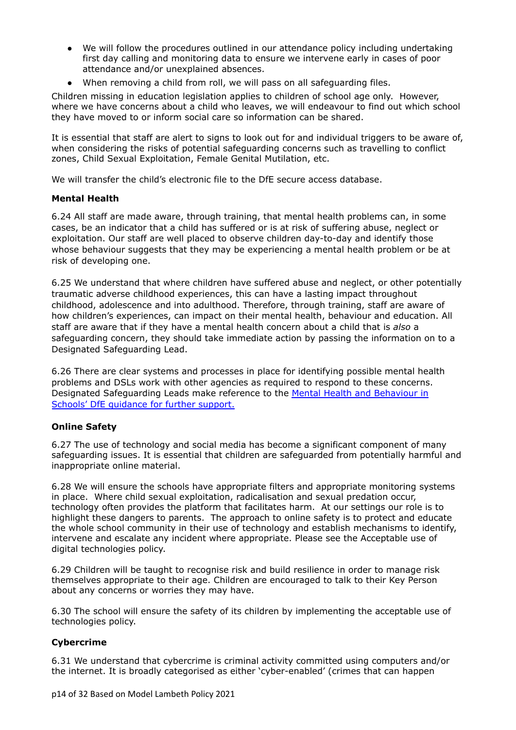- We will follow the procedures outlined in our attendance policy including undertaking first day calling and monitoring data to ensure we intervene early in cases of poor attendance and/or unexplained absences.
- When removing a child from roll, we will pass on all safeguarding files.

Children missing in education legislation applies to children of school age only. However, where we have concerns about a child who leaves, we will endeavour to find out which school they have moved to or inform social care so information can be shared.

It is essential that staff are alert to signs to look out for and individual triggers to be aware of, when considering the risks of potential safeguarding concerns such as travelling to conflict zones, Child Sexual Exploitation, Female Genital Mutilation, etc.

We will transfer the child's electronic file to the DfE secure access database.

**Mental Health**

6.24 All staff are made aware, through training, that mental health problems can, in some cases, be an indicator that a child has suffered or is at risk of suffering abuse, neglect or exploitation. Our staff are well placed to observe children day-to-day and identify those whose behaviour suggests that they may be experiencing a mental health problem or be at risk of developing one.

6.25 We understand that where children have suffered abuse and neglect, or other potentially traumatic adverse childhood experiences, this can have a lasting impact throughout childhood, adolescence and into adulthood. Therefore, through training, staff are aware of how children's experiences, can impact on their mental health, behaviour and education. All staff are aware that if they have a mental health concern about a child that is *also* a safeguarding concern, they should take immediate action by passing the information on to a Designated Safeguarding Lead.

6.26 There are clear systems and processes in place for identifying possible mental health problems and DSLs work with other agencies as required to respond to these concerns. Designated Safeguarding Leads make reference to the Mental Health and Behaviour in Schools' DfE guidance for further support.

**Online Safety**

6.27 The use of technology and social media has become a significant component of many safeguarding issues. It is essential that children are safeguarded from potentially harmful and inappropriate online material.

6.28 We will ensure the schools have appropriate filters and appropriate monitoring systems in place. Where child sexual exploitation, radicalisation and sexual predation occur, technology often provides the platform that facilitates harm. At our settings our role is to highlight these dangers to parents. The approach to online safety is to protect and educate the whole school community in their use of technology and establish mechanisms to identify, intervene and escalate any incident where appropriate. Please see the Acceptable use of digital technologies policy.

6.29 Children will be taught to recognise risk and build resilience in order to manage risk themselves appropriate to their age. Children are encouraged to talk to their Key Person about any concerns or worries they may have.

6.30 The school will ensure the safety of its children by implementing the acceptable use of technologies policy.

**Cybercrime**

6.31 We understand that cybercrime is criminal activity committed using computers and/or the internet. It is broadly categorised as either 'cyber-enabled' (crimes that can happen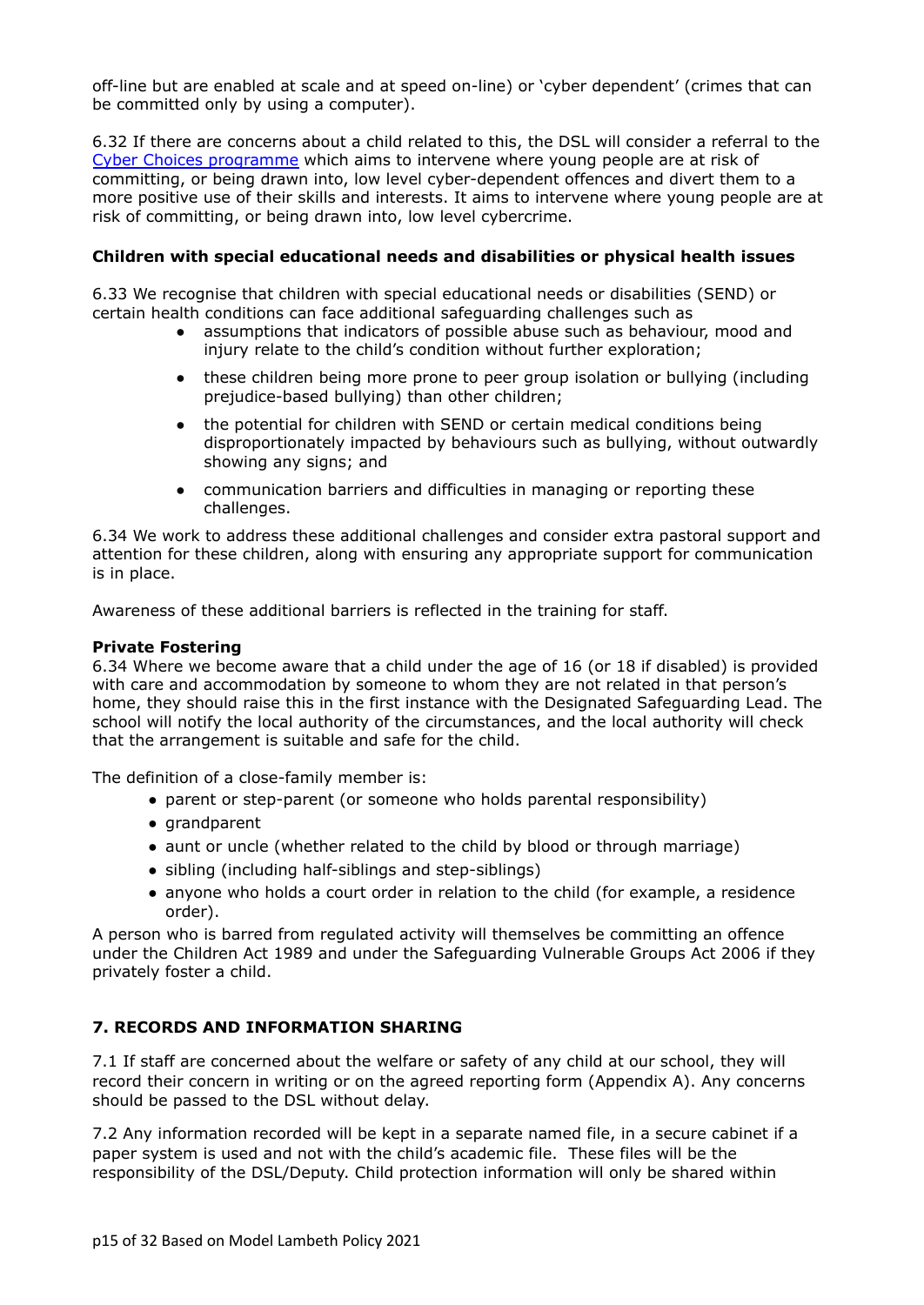off-line but are enabled at scale and at speed on-line) or 'cyber dependent' (crimes that can be committed only by using a computer).

6.32 If there are concerns about a child related to this, the DSL will consider a referral to the Cyber Choices programme which aims to intervene where young people are at risk of committing, or being drawn into, low level cyber-dependent offences and divert them to a more positive use of their skills and interests. It aims to intervene where young people are at risk of committing, or being drawn into, low level cybercrime.

**Children with special educational needs and disabilities or physical health issues**

6.33 We recognise that children with special educational needs or disabilities (SEND) or certain health conditions can face additional safeguarding challenges such as

- assumptions that indicators of possible abuse such as behaviour, mood and injury relate to the child's condition without further exploration;
- these children being more prone to peer group isolation or bullying (including prejudice-based bullying) than other children;
- the potential for children with SEND or certain medical conditions being disproportionately impacted by behaviours such as bullying, without outwardly showing any signs; and
- communication barriers and difficulties in managing or reporting these challenges.

6.34 We work to address these additional challenges and consider extra pastoral support and attention for these children, along with ensuring any appropriate support for communication is in place.

Awareness of these additional barriers is reflected in the training for staff.

**Private Fostering**

6.34 Where we become aware that a child under the age of 16 (or 18 if disabled) is provided with care and accommodation by someone to whom they are not related in that person's home, they should raise this in the first instance with the Designated Safeguarding Lead. The school will notify the local authority of the circumstances, and the local authority will check that the arrangement is suitable and safe for the child.

The definition of a close-family member is:

- parent or step-parent (or someone who holds parental responsibility)
- grandparent
- aunt or uncle (whether related to the child by blood or through marriage)
- sibling (including half-siblings and step-siblings)
- anyone who holds a court order in relation to the child (for example, a residence order).

A person who is barred from regulated activity will themselves be committing an offence under the Children Act 1989 and under the Safeguarding Vulnerable Groups Act 2006 if they privately foster a child.

## 7. RECORDS AND INFORMATION SHARING

7.1 If staff are concerned about the welfare or safety of any child at our school, they will record their concern in writing or on the agreed reporting form (Appendix A). Any concerns should be passed to the DSL without delay.

7.2 Any information recorded will be kept in a separate named file, in a secure cabinet if a paper system is used and not with the child's academic file. These files will be the responsibility of the DSL/Deputy. Child protection information will only be shared within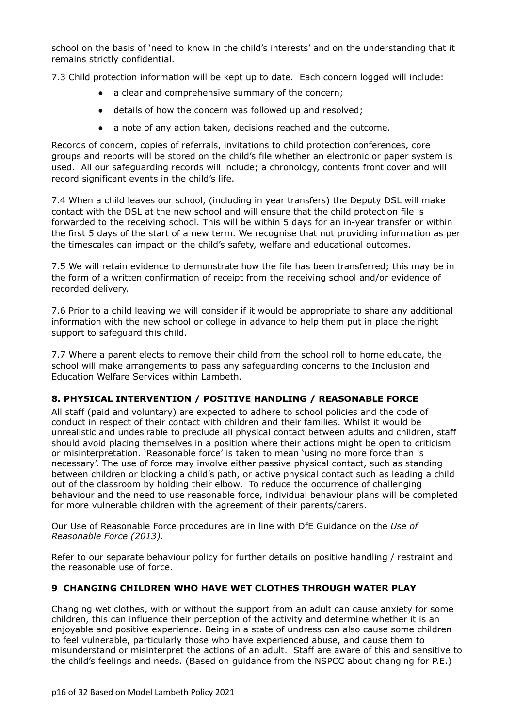school on the basis of 'need to know in the child's interests' and on the understanding that it remains strictly confidential.

7.3 Child protection information will be kept up to date. Each concern logged will include:

- a clear and comprehensive summary of the concern;
- details of how the concern was followed up and resolved;
- a note of any action taken, decisions reached and the outcome.

Records of concern, copies of referrals, invitations to child protection conferences, core groups and reports will be stored on the child's file whether an electronic or paper system is used. All our safeguarding records will include; a chronology, contents front cover and will record significant events in the child's life.

7.4 When a child leaves our school, (including in year transfers) the Deputy DSL will make contact with the DSL at the new school and will ensure that the child protection file is forwarded to the receiving school. This will be within 5 days for an in-year transfer or within the first 5 days of the start of a new term. We recognise that not providing information as per the timescales can impact on the child's safety, welfare and educational outcomes.

7.5 We will retain evidence to demonstrate how the file has been transferred; this may be in the form of a written confirmation of receipt from the receiving school and/or evidence of recorded delivery.

7.6 Prior to a child leaving we will consider if it would be appropriate to share any additional information with the new school or college in advance to help them put in place the right support to safeguard this child.

7.7 Where a parent elects to remove their child from the school roll to home educate, the school will make arrangements to pass any safeguarding concerns to the Inclusion and Education Welfare Services within Lambeth.

## 8. PHYSICAL INTERVENTION / POSITIVE HANDLING / REASONABLE FORCE

All staff (paid and voluntary) are expected to adhere to school policies and the code of conduct in respect of their contact with children and their families. Whilst it would be unrealistic and undesirable to preclude all physical contact between adults and children, staff should avoid placing themselves in a position where their actions might be open to criticism or misinterpretation. 'Reasonable force' is taken to mean 'using no more force than is necessary'. The use of force may involve either passive physical contact, such as standing between children or blocking a child's path, or active physical contact such as leading a child out of the classroom by holding their elbow. To reduce the occurrence of challenging behaviour and the need to use reasonable force, individual behaviour plans will be completed for more vulnerable children with the agreement of their parents/carers.

Our Use of Reasonable Force procedures are in line with DfE Guidance on the *Use of Reasonable Force (2013).*

Refer to our separate behaviour policy for further details on positive handling / restraint and the reasonable use of force.

## 9 CHANGING CHILDREN WHO HAVE WET CLOTHES THROUGH WATER PLAY

Changing wet clothes, with or without the support from an adult can cause anxiety for some children, this can influence their perception of the activity and determine whether it is an enjoyable and positive experience. Being in a state of undress can also cause some children to feel vulnerable, particularly those who have experienced abuse, and cause them to misunderstand or misinterpret the actions of an adult. Staff are aware of this and sensitive to the child's feelings and needs. (Based on guidance from the NSPCC about changing for P.E.)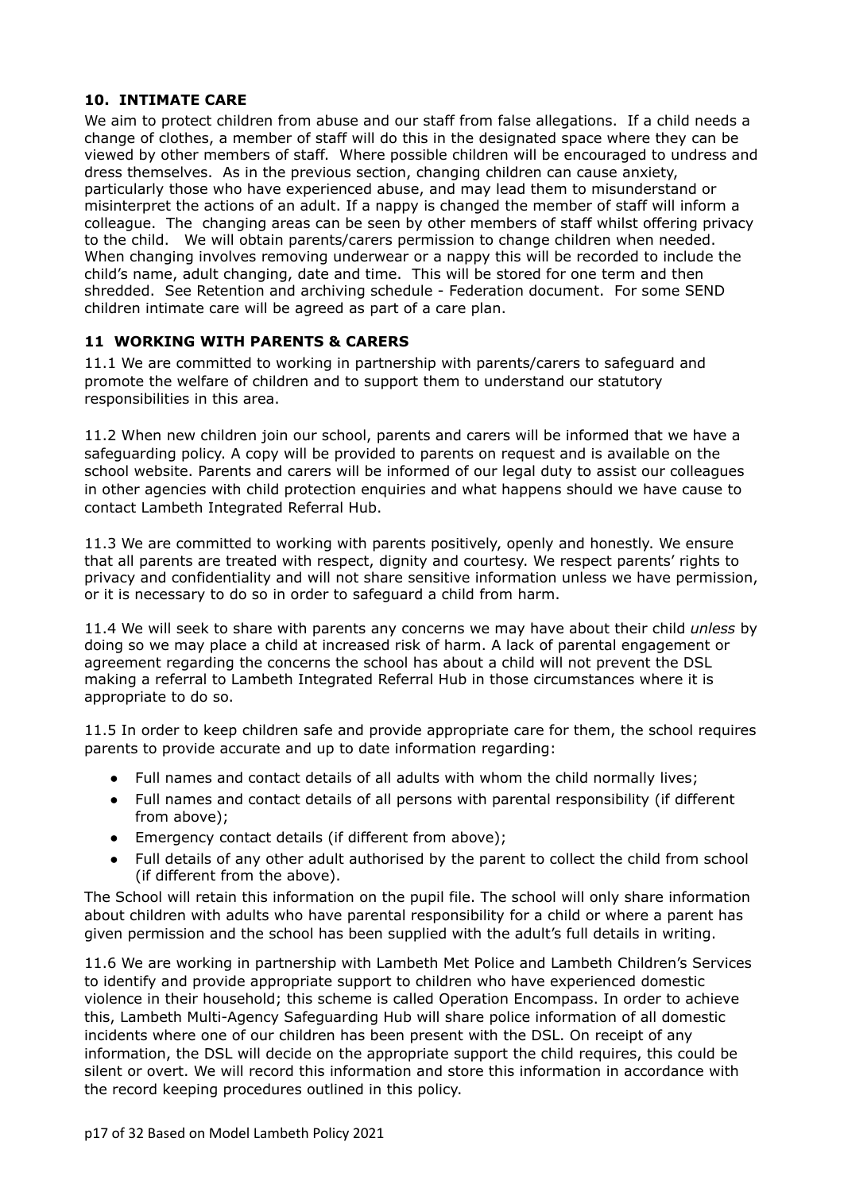## 10. INTIMATE CARE

We aim to protect children from abuse and our staff from false allegations. If a child needs a change of clothes, a member of staff will do this in the designated space where they can be viewed by other members of staff. Where possible children will be encouraged to undress and dress themselves. As in the previous section, changing children can cause anxiety, particularly those who have experienced abuse, and may lead them to misunderstand or misinterpret the actions of an adult. If a nappy is changed the member of staff will inform a colleague. The changing areas can be seen by other members of staff whilst offering privacy to the child. We will obtain parents/carers permission to change children when needed. When changing involves removing underwear or a nappy this will be recorded to include the child's name, adult changing, date and time. This will be stored for one term and then shredded. See Retention and archiving schedule - Federation document. For some SEND children intimate care will be agreed as part of a care plan.

## 11 WORKING WITH PARENTS & CARERS

11.1 We are committed to working in partnership with parents/carers to safeguard and promote the welfare of children and to support them to understand our statutory responsibilities in this area.

11.2 When new children join our school, parents and carers will be informed that we have a safeguarding policy. A copy will be provided to parents on request and is available on the school website. Parents and carers will be informed of our legal duty to assist our colleagues in other agencies with child protection enquiries and what happens should we have cause to contact Lambeth Integrated Referral Hub.

11.3 We are committed to working with parents positively, openly and honestly. We ensure that all parents are treated with respect, dignity and courtesy. We respect parents' rights to privacy and confidentiality and will not share sensitive information unless we have permission, or it is necessary to do so in order to safeguard a child from harm.

11.4 We will seek to share with parents any concerns we may have about their child *unless* by doing so we may place a child at increased risk of harm. A lack of parental engagement or agreement regarding the concerns the school has about a child will not prevent the DSL making a referral to Lambeth Integrated Referral Hub in those circumstances where it is appropriate to do so.

11.5 In order to keep children safe and provide appropriate care for them, the school requires parents to provide accurate and up to date information regarding:

- Full names and contact details of all adults with whom the child normally lives;
- Full names and contact details of all persons with parental responsibility (if different from above);
- Emergency contact details (if different from above);
- Full details of any other adult authorised by the parent to collect the child from school (if different from the above).

The School will retain this information on the pupil file. The school will only share information about children with adults who have parental responsibility for a child or where a parent has given permission and the school has been supplied with the adult's full details in writing.

11.6 We are working in partnership with Lambeth Met Police and Lambeth Children's Services to identify and provide appropriate support to children who have experienced domestic violence in their household; this scheme is called Operation Encompass. In order to achieve this, Lambeth Multi-Agency Safeguarding Hub will share police information of all domestic incidents where one of our children has been present with the DSL. On receipt of any information, the DSL will decide on the appropriate support the child requires, this could be silent or overt. We will record this information and store this information in accordance with the record keeping procedures outlined in this policy.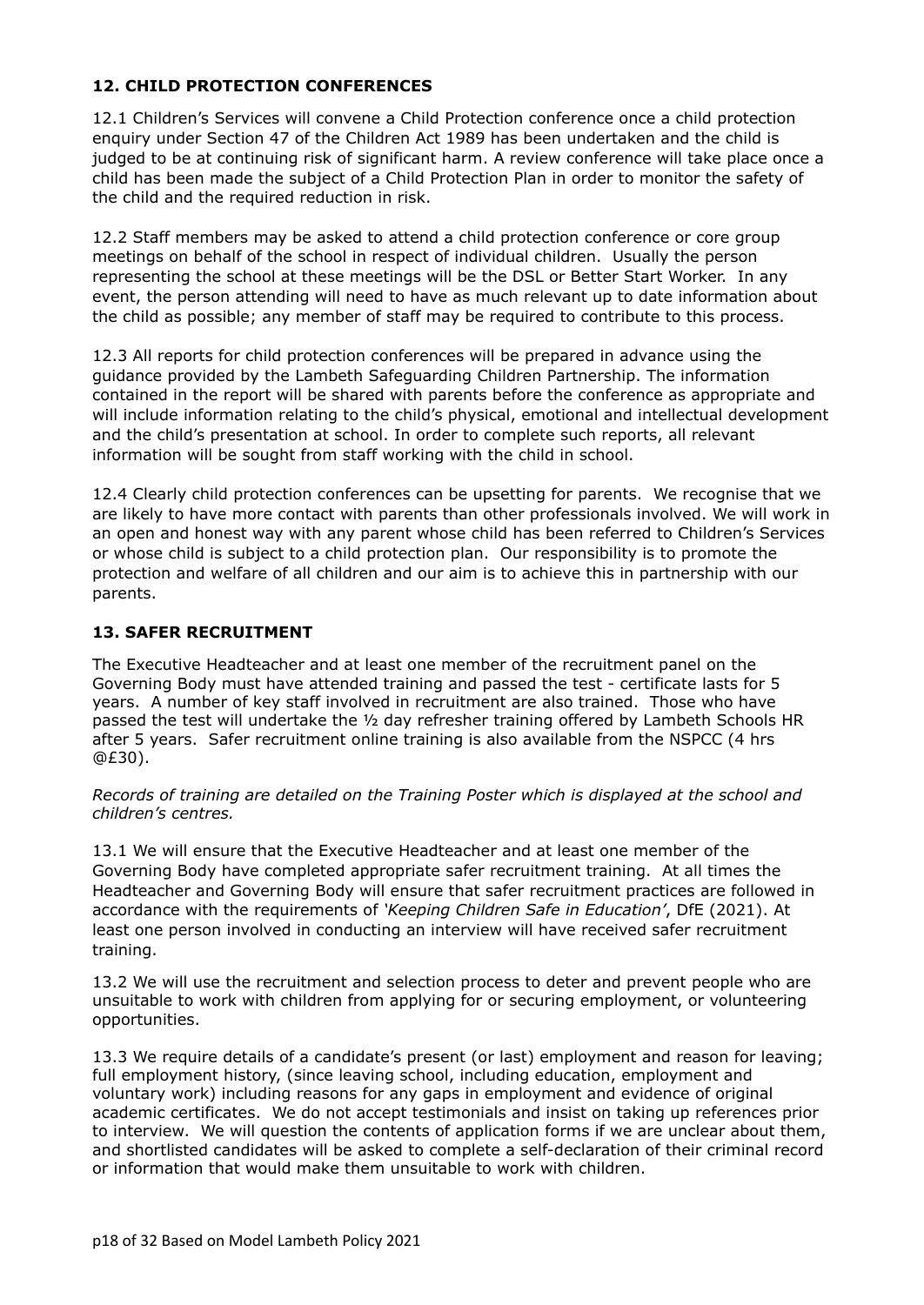## 12. CHILD PROTECTION CONFERENCES

12.1 Children's Services will convene a Child Protection conference once a child protection enquiry under Section 47 of the Children Act 1989 has been undertaken and the child is judged to be at continuing risk of significant harm. A review conference will take place once a child has been made the subject of a Child Protection Plan in order to monitor the safety of the child and the required reduction in risk.

12.2 Staff members may be asked to attend a child protection conference or core group meetings on behalf of the school in respect of individual children. Usually the person representing the school at these meetings will be the DSL or Better Start Worker. In any event, the person attending will need to have as much relevant up to date information about the child as possible; any member of staff may be required to contribute to this process.

12.3 All reports for child protection conferences will be prepared in advance using the guidance provided by the Lambeth Safeguarding Children Partnership. The information contained in the report will be shared with parents before the conference as appropriate and will include information relating to the child's physical, emotional and intellectual development and the child's presentation at school. In order to complete such reports, all relevant information will be sought from staff working with the child in school.

12.4 Clearly child protection conferences can be upsetting for parents. We recognise that we are likely to have more contact with parents than other professionals involved. We will work in an open and honest way with any parent whose child has been referred to Children's Services or whose child is subject to a child protection plan. Our responsibility is to promote the protection and welfare of all children and our aim is to achieve this in partnership with our parents.

## 13. SAFER RECRUITMENT

The Executive Headteacher and at least one member of the recruitment panel on the Governing Body must have attended training and passed the test - certificate lasts for 5 years. A number of key staff involved in recruitment are also trained. Those who have passed the test will undertake the ½ day refresher training offered by Lambeth Schools HR after 5 years. Safer recruitment online training is also available from the NSPCC (4 hrs @£30).

*Records of training are detailed on the Training Poster which is displayed at the school and children's centres.*

13.1 We will ensure that the Executive Headteacher and at least one member of the Governing Body have completed appropriate safer recruitment training. At all times the Headteacher and Governing Body will ensure that safer recruitment practices are followed in accordance with the requirements of *'Keeping Children Safe in Education'*, DfE (2021). At least one person involved in conducting an interview will have received safer recruitment training.

13.2 We will use the recruitment and selection process to deter and prevent people who are unsuitable to work with children from applying for or securing employment, or volunteering opportunities.

13.3 We require details of a candidate's present (or last) employment and reason for leaving; full employment history, (since leaving school, including education, employment and voluntary work) including reasons for any gaps in employment and evidence of original academic certificates. We do not accept testimonials and insist on taking up references prior to interview. We will question the contents of application forms if we are unclear about them, and shortlisted candidates will be asked to complete a self-declaration of their criminal record or information that would make them unsuitable to work with children.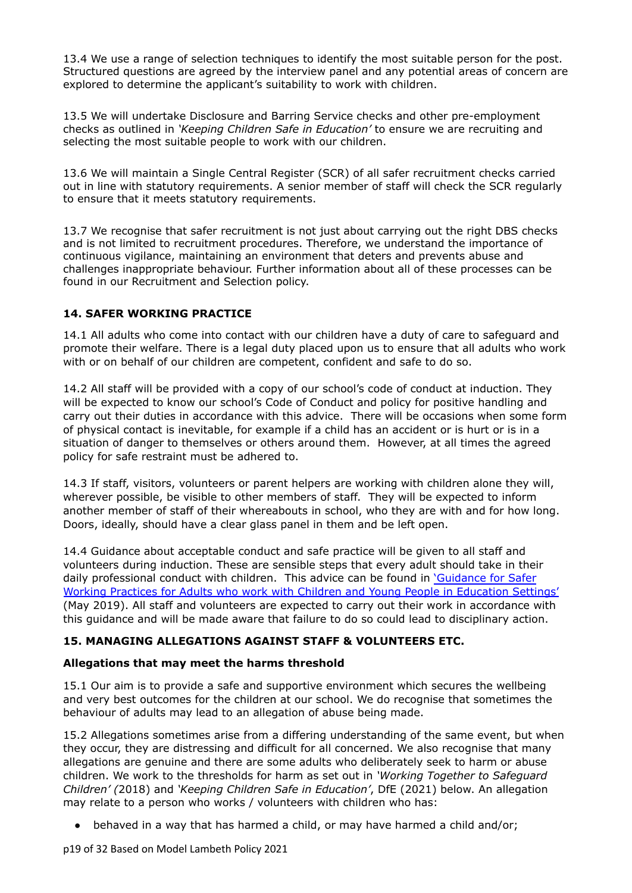13.4 We use a range of selection techniques to identify the most suitable person for the post. Structured questions are agreed by the interview panel and any potential areas of concern are explored to determine the applicant's suitability to work with children.

13.5 We will undertake Disclosure and Barring Service checks and other pre-employment checks as outlined in *'Keeping Children Safe in Education'* to ensure we are recruiting and selecting the most suitable people to work with our children.

13.6 We will maintain a Single Central Register (SCR) of all safer recruitment checks carried out in line with statutory requirements. A senior member of staff will check the SCR regularly to ensure that it meets statutory requirements.

13.7 We recognise that safer recruitment is not just about carrying out the right DBS checks and is not limited to recruitment procedures. Therefore, we understand the importance of continuous vigilance, maintaining an environment that deters and prevents abuse and challenges inappropriate behaviour. Further information about all of these processes can be found in our Recruitment and Selection policy.

## 14. SAFER WORKING PRACTICE

14.1 All adults who come into contact with our children have a duty of care to safeguard and promote their welfare. There is a legal duty placed upon us to ensure that all adults who work with or on behalf of our children are competent, confident and safe to do so.

14.2 All staff will be provided with a copy of our school's code of conduct at induction. They will be expected to know our school's Code of Conduct and policy for positive handling and carry out their duties in accordance with this advice. There will be occasions when some form of physical contact is inevitable, for example if a child has an accident or is hurt or is in a situation of danger to themselves or others around them. However, at all times the agreed policy for safe restraint must be adhered to.

14.3 If staff, visitors, volunteers or parent helpers are working with children alone they will, wherever possible, be visible to other members of staff. They will be expected to inform another member of staff of their whereabouts in school, who they are with and for how long. Doors, ideally, should have a clear glass panel in them and be left open.

14.4 Guidance about acceptable conduct and safe practice will be given to all staff and volunteers during induction. These are sensible steps that every adult should take in their daily professional conduct with children. This advice can be found in 'Guidance for Safer Working Practices for Adults who work with Children and Young People in Education Settings' (May 2019). All staff and volunteers are expected to carry out their work in accordance with this guidance and will be made aware that failure to do so could lead to disciplinary action.

## 15. MANAGING ALLEGATIONS AGAINST STAFF & VOLUNTEERS ETC.

### Allegations that may meet the harms threshold

15.1 Our aim is to provide a safe and supportive environment which secures the wellbeing and very best outcomes for the children at our school. We do recognise that sometimes the behaviour of adults may lead to an allegation of abuse being made.

15.2 Allegations sometimes arise from a differing understanding of the same event, but when they occur, they are distressing and difficult for all concerned. We also recognise that many allegations are genuine and there are some adults who deliberately seek to harm or abuse children. We work to the thresholds for harm as set out in *'Working Together to Safeguard Children' (*2018) and *'Keeping Children Safe in Education'*, DfE (2021) below. An allegation may relate to a person who works / volunteers with children who has:

- behaved in a way that has harmed a child, or may have harmed a child and/or;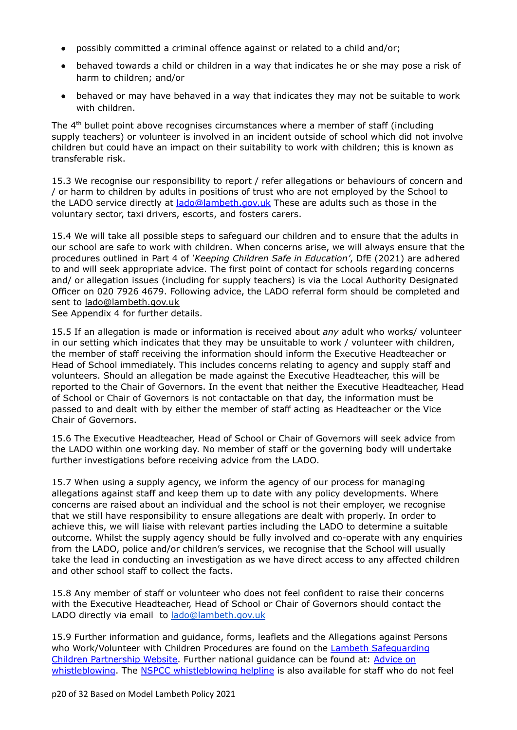- possibly committed a criminal offence against or related to a child and/or;
- behaved towards a child or children in a way that indicates he or she may pose a risk of harm to children; and/or
- behaved or may have behaved in a way that indicates they may not be suitable to work with children.

The 4th bullet point above recognises circumstances where a member of staff (including supply teachers) or volunteer is involved in an incident outside of school which did not involve children but could have an impact on their suitability to work with children; this is known as transferable risk.

15.3 We recognise our responsibility to report / refer allegations or behaviours of concern and / or harm to children by adults in positions of trust who are not employed by the School to the LADO service directly at [lado@lambeth.gov.uk](mailto:lado@lambeth.gov.uk) These are adults such as those in the voluntary sector, taxi drivers, escorts, and fosters carers.

15.4 We will take all possible steps to safeguard our children and to ensure that the adults in our school are safe to work with children. When concerns arise, we will always ensure that the procedures outlined in Part 4 of *'Keeping Children Safe in Education'*, DfE (2021) are adhered to and will seek appropriate advice. The first point of contact for schools regarding concerns and/ or allegation issues (including for supply teachers) is via the Local Authority Designated Officer on 020 7926 4679. Following advice, the LADO referral form should be completed and sent to lado@lambeth.gov.uk
See Appendix 4 for further details.

15.5 If an allegation is made or information is received about *any* adult who works/ volunteer in our setting which indicates that they may be unsuitable to work / volunteer with children, the member of staff receiving the information should inform the Executive Headteacher or Head of School immediately. This includes concerns relating to agency and supply staff and volunteers. Should an allegation be made against the Executive Headteacher, this will be reported to the Chair of Governors. In the event that neither the Executive Headteacher, Head of School or Chair of Governors is not contactable on that day, the information must be passed to and dealt with by either the member of staff acting as Headteacher or the Vice Chair of Governors.

15.6 The Executive Headteacher, Head of School or Chair of Governors will seek advice from the LADO within one working day. No member of staff or the governing body will undertake further investigations before receiving advice from the LADO.

15.7 When using a supply agency, we inform the agency of our process for managing allegations against staff and keep them up to date with any policy developments. Where concerns are raised about an individual and the school is not their employer, we recognise that we still have responsibility to ensure allegations are dealt with properly. In order to achieve this, we will liaise with relevant parties including the LADO to determine a suitable outcome. Whilst the supply agency should be fully involved and co-operate with any enquiries from the LADO, police and/or children's services, we recognise that the School will usually take the lead in conducting an investigation as we have direct access to any affected children and other school staff to collect the facts.

15.8 Any member of staff or volunteer who does not feel confident to raise their concerns with the Executive Headteacher, Head of School or Chair of Governors should contact the LADO directly via email to [lado@lambeth.gov.uk](mailto:lado@lambeth.gov.uk)

15.9 Further information and guidance, forms, leaflets and the Allegations against Persons who Work/Volunteer with Children Procedures are found on the Lambeth Safeguarding Children Partnership Website. Further national guidance can be found at: Advice on whistleblowing. The NSPCC whistleblowing helpline is also available for staff who do not feel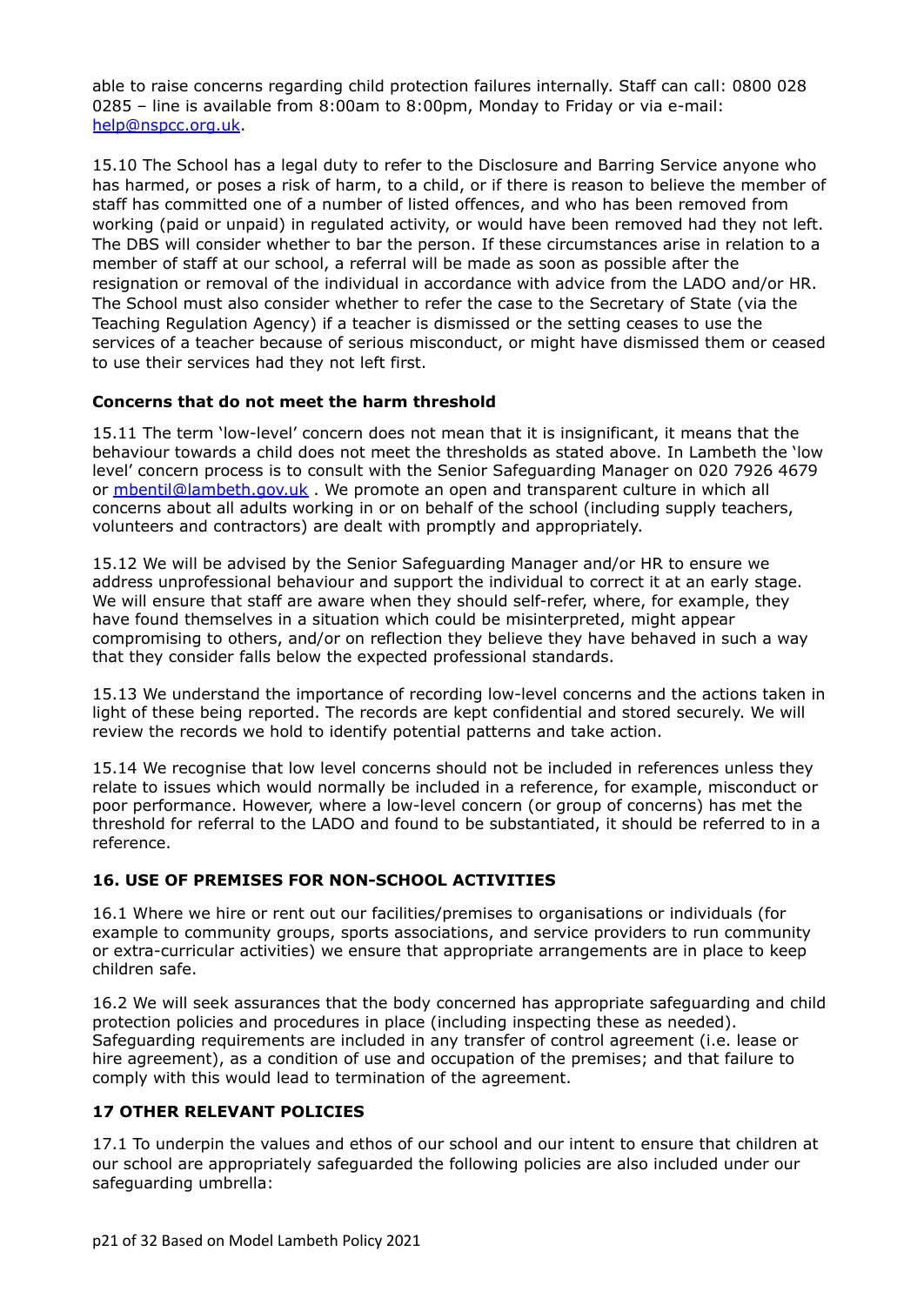able to raise concerns regarding child protection failures internally. Staff can call: 0800 028 0285 – line is available from 8:00am to 8:00pm, Monday to Friday or via e-mail: help@nspcc.org.uk.

15.10 The School has a legal duty to refer to the Disclosure and Barring Service anyone who has harmed, or poses a risk of harm, to a child, or if there is reason to believe the member of staff has committed one of a number of listed offences, and who has been removed from working (paid or unpaid) in regulated activity, or would have been removed had they not left. The DBS will consider whether to bar the person. If these circumstances arise in relation to a member of staff at our school, a referral will be made as soon as possible after the resignation or removal of the individual in accordance with advice from the LADO and/or HR. The School must also consider whether to refer the case to the Secretary of State (via the Teaching Regulation Agency) if a teacher is dismissed or the setting ceases to use the services of a teacher because of serious misconduct, or might have dismissed them or ceased to use their services had they not left first.

### Concerns that do not meet the harm threshold

15.11 The term 'low-level' concern does not mean that it is insignificant, it means that the behaviour towards a child does not meet the thresholds as stated above. In Lambeth the 'low level' concern process is to consult with the Senior Safeguarding Manager on 020 7926 4679 or mbentil@lambeth.gov.uk . We promote an open and transparent culture in which all concerns about all adults working in or on behalf of the school (including supply teachers, volunteers and contractors) are dealt with promptly and appropriately.

15.12 We will be advised by the Senior Safeguarding Manager and/or HR to ensure we address unprofessional behaviour and support the individual to correct it at an early stage. We will ensure that staff are aware when they should self-refer, where, for example, they have found themselves in a situation which could be misinterpreted, might appear compromising to others, and/or on reflection they believe they have behaved in such a way that they consider falls below the expected professional standards.

15.13 We understand the importance of recording low-level concerns and the actions taken in light of these being reported. The records are kept confidential and stored securely. We will review the records we hold to identify potential patterns and take action.

15.14 We recognise that low level concerns should not be included in references unless they relate to issues which would normally be included in a reference, for example, misconduct or poor performance. However, where a low-level concern (or group of concerns) has met the threshold for referral to the LADO and found to be substantiated, it should be referred to in a reference.

## 16. USE OF PREMISES FOR NON-SCHOOL ACTIVITIES

16.1 Where we hire or rent out our facilities/premises to organisations or individuals (for example to community groups, sports associations, and service providers to run community or extra-curricular activities) we ensure that appropriate arrangements are in place to keep children safe.

16.2 We will seek assurances that the body concerned has appropriate safeguarding and child protection policies and procedures in place (including inspecting these as needed). Safeguarding requirements are included in any transfer of control agreement (i.e. lease or hire agreement), as a condition of use and occupation of the premises; and that failure to comply with this would lead to termination of the agreement.

## 17 OTHER RELEVANT POLICIES

17.1 To underpin the values and ethos of our school and our intent to ensure that children at our school are appropriately safeguarded the following policies are also included under our safeguarding umbrella: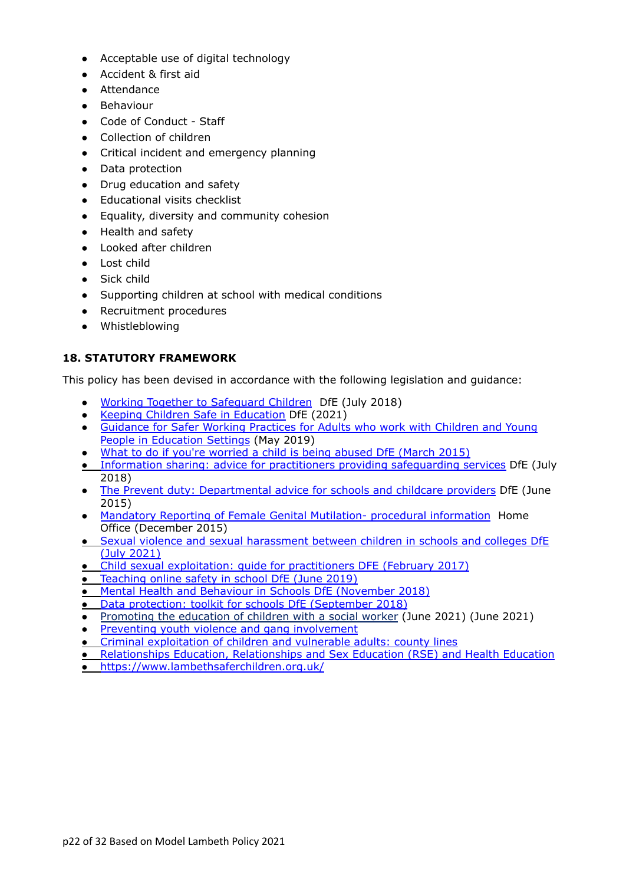- Acceptable use of digital technology
- Accident & first aid
- Attendance
- Behaviour
- Code of Conduct - Staff
- Collection of children
- Critical incident and emergency planning
- Data protection
- Drug education and safety
- Educational visits checklist
- Equality, diversity and community cohesion
- Health and safety
- Looked after children
- Lost child
- Sick child
- Supporting children at school with medical conditions
- Recruitment procedures
- Whistleblowing

**18. STATUTORY FRAMEWORK**

This policy has been devised in accordance with the following legislation and guidance:

- Working Together to Safeguard Children DfE (July 2018)
- Keeping Children Safe in Education DfE (2021)
- Guidance for Safer Working Practices for Adults who work with Children and Young People in Education Settings (May 2019)
- What to do if you're worried a child is being abused DfE (March 2015)
- Information sharing: advice for practitioners providing safeguarding services DfE (July 2018)
- The Prevent duty: Departmental advice for schools and childcare providers DfE (June 2015)
- Mandatory Reporting of Female Genital Mutilation- procedural information Home Office (December 2015)
- Sexual violence and sexual harassment between children in schools and colleges DfE (July 2021)
- Child sexual exploitation: guide for practitioners DFE (February 2017)
- Teaching online safety in school DfE (June 2019)
- Mental Health and Behaviour in Schools DfE (November 2018)
- Data protection: toolkit for schools DfE (September 2018)
- Promoting the education of children with a social worker (June 2021) (June 2021)
- Preventing youth violence and gang involvement
- Criminal exploitation of children and vulnerable adults: county lines
- Relationships Education, Relationships and Sex Education (RSE) and Health Education
- https://www.lambethsaferchildren.org.uk/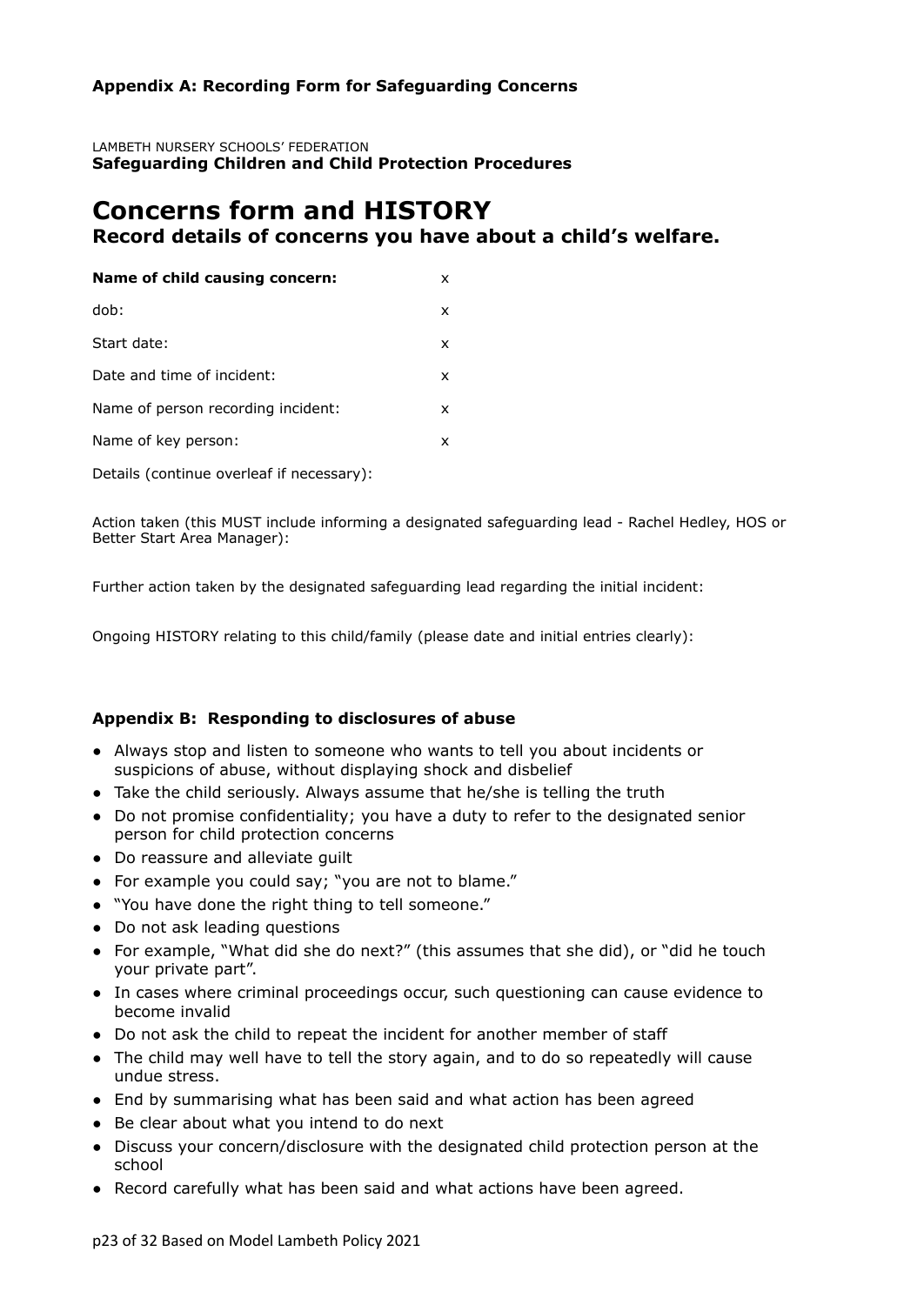**Appendix A: Recording Form for Safeguarding Concerns**

LAMBETH NURSERY SCHOOLS' FEDERATION
**Safeguarding Children and Child Protection Procedures**

# Concerns form and HISTORY

## Record details of concerns you have about a child's welfare.

| | |
|---|---|
| **Name of child causing concern:** | x |
| dob: | x |
| Start date: | x |
| Date and time of incident: | x |
| Name of person recording incident: | x |
| Name of key person: | x |

Details (continue overleaf if necessary):

Action taken (this MUST include informing a designated safeguarding lead - Rachel Hedley, HOS or Better Start Area Manager):

Further action taken by the designated safeguarding lead regarding the initial incident:

Ongoing HISTORY relating to this child/family (please date and initial entries clearly):

### Appendix B: Responding to disclosures of abuse

- Always stop and listen to someone who wants to tell you about incidents or suspicions of abuse, without displaying shock and disbelief
- Take the child seriously. Always assume that he/she is telling the truth
- Do not promise confidentiality; you have a duty to refer to the designated senior person for child protection concerns
- Do reassure and alleviate guilt
- For example you could say; "you are not to blame."
- "You have done the right thing to tell someone."
- Do not ask leading questions
- For example, "What did she do next?" (this assumes that she did), or "did he touch your private part".
- In cases where criminal proceedings occur, such questioning can cause evidence to become invalid
- Do not ask the child to repeat the incident for another member of staff
- The child may well have to tell the story again, and to do so repeatedly will cause undue stress.
- End by summarising what has been said and what action has been agreed
- Be clear about what you intend to do next
- Discuss your concern/disclosure with the designated child protection person at the school
- Record carefully what has been said and what actions have been agreed.

Based on Model Lambeth Policy 2021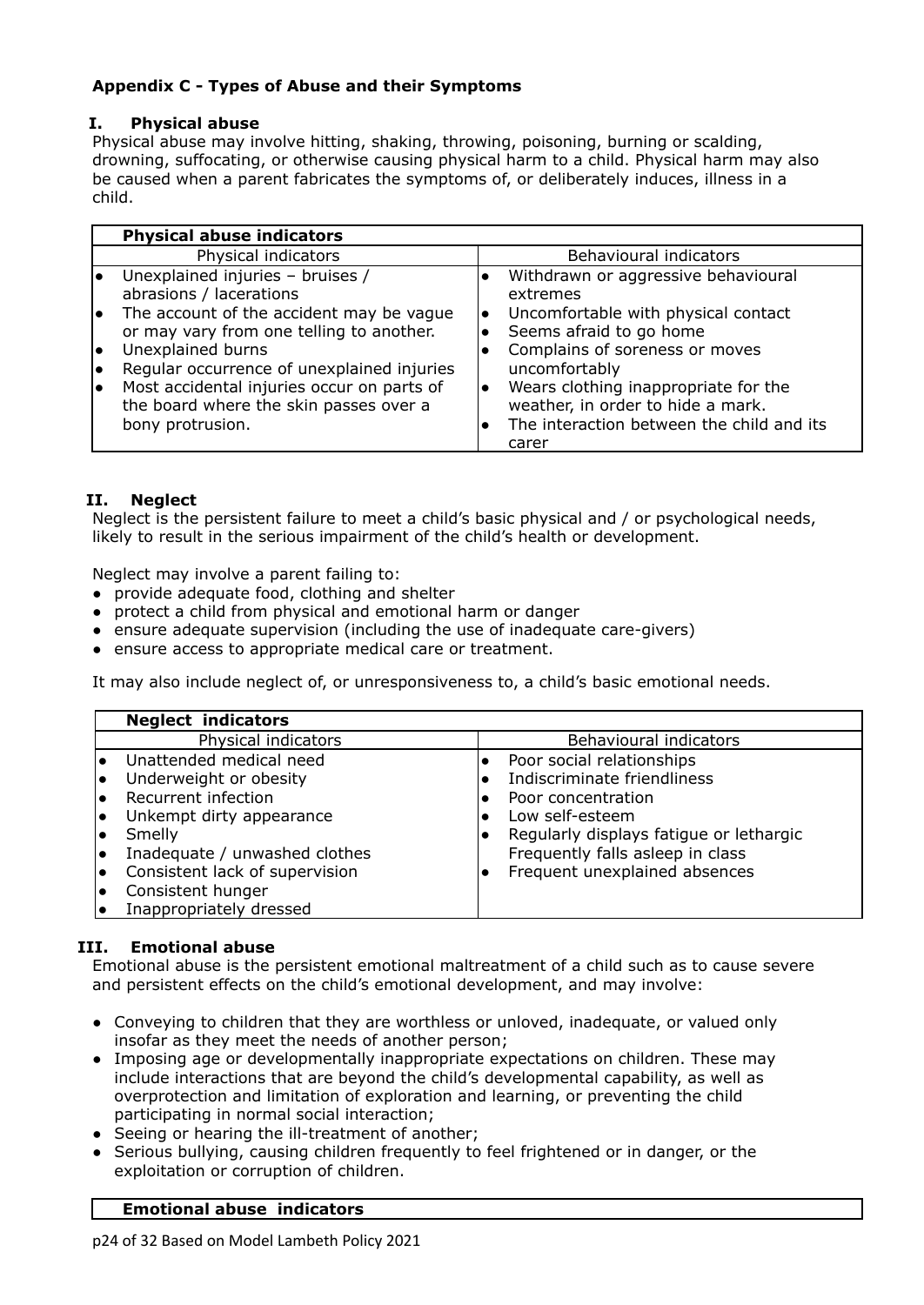## Appendix C - Types of Abuse and their Symptoms

### I. Physical abuse

Physical abuse may involve hitting, shaking, throwing, poisoning, burning or scalding, drowning, suffocating, or otherwise causing physical harm to a child. Physical harm may also be caused when a parent fabricates the symptoms of, or deliberately induces, illness in a child.

| **Physical abuse indicators** | |
|---|---|
| Physical indicators | Behavioural indicators |
| • Unexplained injuries – bruises / abrasions / lacerations<br>• The account of the accident may be vague or may vary from one telling to another.<br>• Unexplained burns<br>• Regular occurrence of unexplained injuries<br>• Most accidental injuries occur on parts of the board where the skin passes over a bony protrusion. | • Withdrawn or aggressive behavioural extremes<br>• Uncomfortable with physical contact<br>• Seems afraid to go home<br>• Complains of soreness or moves uncomfortably<br>• Wears clothing inappropriate for the weather, in order to hide a mark.<br>• The interaction between the child and its carer |

### II. Neglect

Neglect is the persistent failure to meet a child's basic physical and / or psychological needs, likely to result in the serious impairment of the child's health or development.

Neglect may involve a parent failing to:

- provide adequate food, clothing and shelter
- protect a child from physical and emotional harm or danger
- ensure adequate supervision (including the use of inadequate care-givers)
- ensure access to appropriate medical care or treatment.

It may also include neglect of, or unresponsiveness to, a child's basic emotional needs.

| **Neglect indicators** | |
|---|---|
| Physical indicators | Behavioural indicators |
| • Unattended medical need<br>• Underweight or obesity<br>• Recurrent infection<br>• Unkempt dirty appearance<br>• Smelly<br>• Inadequate / unwashed clothes<br>• Consistent lack of supervision<br>• Consistent hunger<br>• Inappropriately dressed | • Poor social relationships<br>• Indiscriminate friendliness<br>• Poor concentration<br>• Low self-esteem<br>• Regularly displays fatigue or lethargic Frequently falls asleep in class<br>• Frequent unexplained absences |

### III. Emotional abuse

Emotional abuse is the persistent emotional maltreatment of a child such as to cause severe and persistent effects on the child's emotional development, and may involve:

- Conveying to children that they are worthless or unloved, inadequate, or valued only insofar as they meet the needs of another person;
- Imposing age or developmentally inappropriate expectations on children. These may include interactions that are beyond the child's developmental capability, as well as overprotection and limitation of exploration and learning, or preventing the child participating in normal social interaction;
- Seeing or hearing the ill-treatment of another;
- Serious bullying, causing children frequently to feel frightened or in danger, or the exploitation or corruption of children.

| **Emotional abuse indicators** |
|---|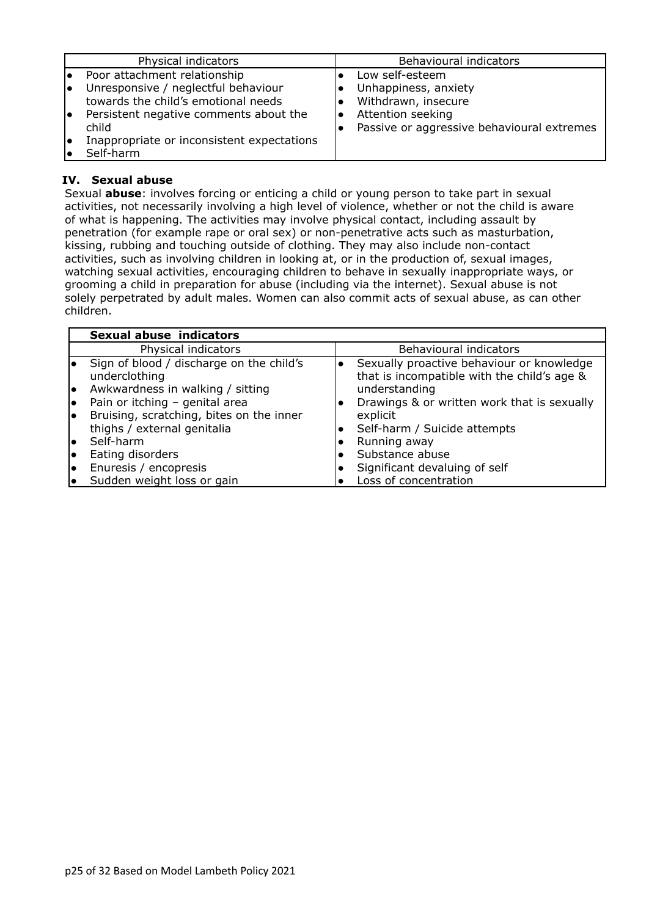| Physical indicators | Behavioural indicators |
| --- | --- |
| • Poor attachment relationship<br>• Unresponsive / neglectful behaviour towards the child's emotional needs<br>• Persistent negative comments about the child<br>• Inappropriate or inconsistent expectations<br>• Self-harm | • Low self-esteem<br>• Unhappiness, anxiety<br>• Withdrawn, insecure<br>• Attention seeking<br>• Passive or aggressive behavioural extremes |

### IV. Sexual abuse

Sexual **abuse**: involves forcing or enticing a child or young person to take part in sexual activities, not necessarily involving a high level of violence, whether or not the child is aware of what is happening. The activities may involve physical contact, including assault by penetration (for example rape or oral sex) or non-penetrative acts such as masturbation, kissing, rubbing and touching outside of clothing. They may also include non-contact activities, such as involving children in looking at, or in the production of, sexual images, watching sexual activities, encouraging children to behave in sexually inappropriate ways, or grooming a child in preparation for abuse (including via the internet). Sexual abuse is not solely perpetrated by adult males. Women can also commit acts of sexual abuse, as can other children.

| **Sexual abuse indicators** | |
| --- | --- |
| Physical indicators | Behavioural indicators |
| • Sign of blood / discharge on the child's underclothing<br>• Awkwardness in walking / sitting<br>• Pain or itching – genital area<br>• Bruising, scratching, bites on the inner thighs / external genitalia<br>• Self-harm<br>• Eating disorders<br>• Enuresis / encopresis<br>• Sudden weight loss or gain | • Sexually proactive behaviour or knowledge that is incompatible with the child's age & understanding<br>• Drawings & or written work that is sexually explicit<br>• Self-harm / Suicide attempts<br>• Running away<br>• Substance abuse<br>• Significant devaluing of self<br>• Loss of concentration |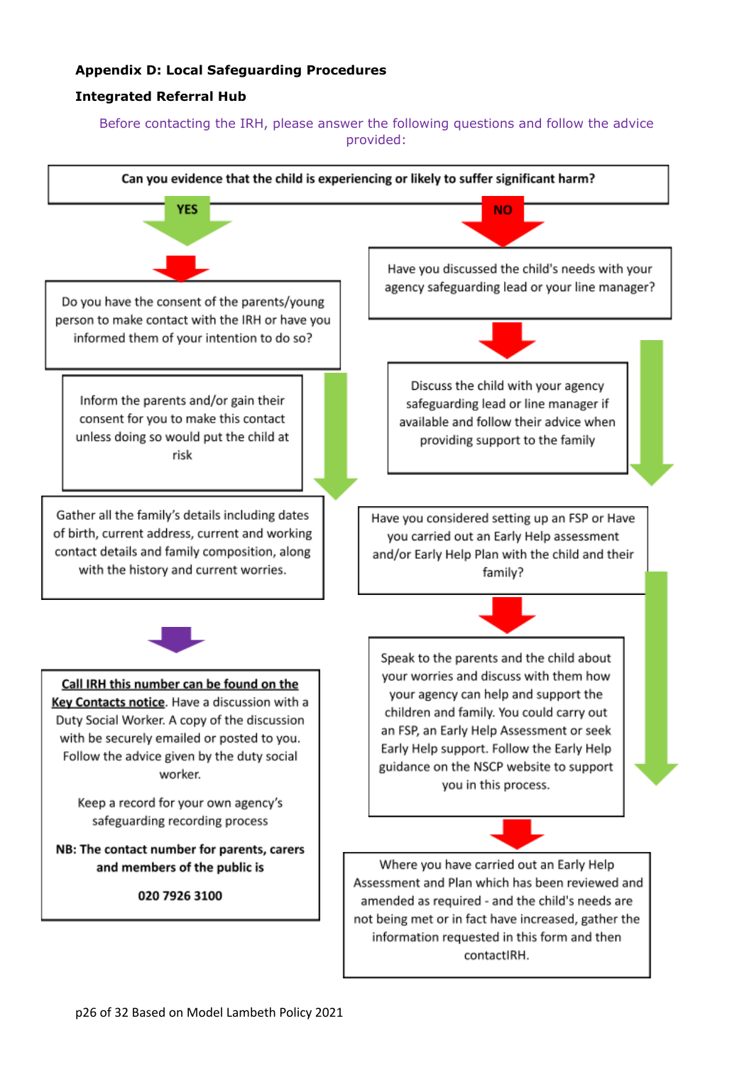**Appendix D: Local Safeguarding Procedures**

**Integrated Referral Hub**

Before contacting the IRH, please answer the following questions and follow the advice provided:

**Can you evidence that the child is experiencing or likely to suffer significant harm?**

**YES**

Do you have the consent of the parents/young person to make contact with the IRH or have you informed them of your intention to do so?

Inform the parents and/or gain their consent for you to make this contact unless doing so would put the child at risk

Gather all the family's details including dates of birth, current address, current and working contact details and family composition, along with the history and current worries.

**Call IRH this number can be found on the Key Contacts notice**. Have a discussion with a Duty Social Worker. A copy of the discussion with be securely emailed or posted to you. Follow the advice given by the duty social worker.

Keep a record for your own agency's safeguarding recording process

**NB: The contact number for parents, carers and members of the public is**

**020 7926 3100**

**NO**

Have you discussed the child's needs with your agency safeguarding lead or your line manager?

Discuss the child with your agency safeguarding lead or line manager if available and follow their advice when providing support to the family

Have you considered setting up an FSP or Have you carried out an Early Help assessment and/or Early Help Plan with the child and their family?

Speak to the parents and the child about your worries and discuss with them how your agency can help and support the children and family. You could carry out an FSP, an Early Help Assessment or seek Early Help support. Follow the Early Help guidance on the NSCP website to support you in this process.

Where you have carried out an Early Help Assessment and Plan which has been reviewed and amended as required - and the child's needs are not being met or in fact have increased, gather the information requested in this form and then contactIRH.

Based on Model Lambeth Policy 2021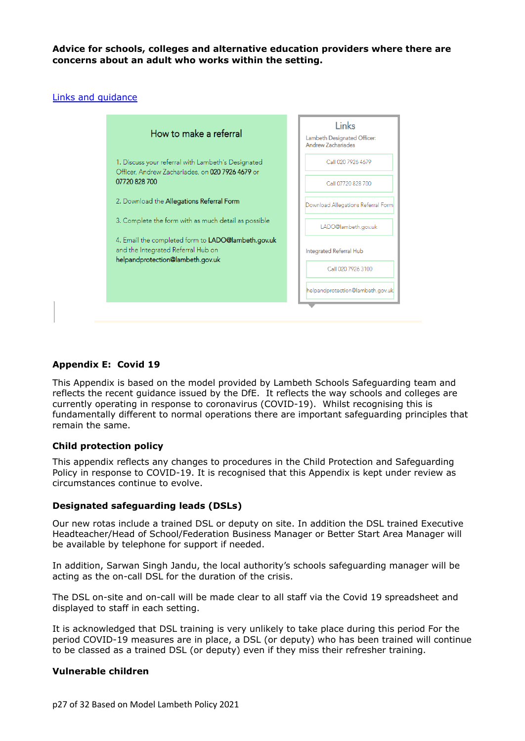**Advice for schools, colleges and alternative education providers where there are concerns about an adult who works within the setting.**

[Links and guidance]

How to make a referral

1. Discuss your referral with Lambeth's Designated Officer, Andrew Zachariades, on **020 7926 4679** or **07720 828 700**
2. Download the **Allegations Referral Form**
3. Complete the form with as much detail as possible
4. Email the completed form to **LADO@lambeth.gov.uk** and the Integrated Referral Hub on **helpandprotection@lambeth.gov.uk**

Links

Lambeth Designated Officer: Andrew Zachariades

- Call 020 7926 4679
- Call 07720 828 700
- Download Allegations Referral Form
- LADO@lambeth.gov.uk

Integrated Referral Hub

- Call 020 7926 3100
- helpandprotection@lambeth.gov.uk

## Appendix E: Covid 19

This Appendix is based on the model provided by Lambeth Schools Safeguarding team and reflects the recent guidance issued by the DfE. It reflects the way schools and colleges are currently operating in response to coronavirus (COVID-19). Whilst recognising this is fundamentally different to normal operations there are important safeguarding principles that remain the same.

### Child protection policy

This appendix reflects any changes to procedures in the Child Protection and Safeguarding Policy in response to COVID-19. It is recognised that this Appendix is kept under review as circumstances continue to evolve.

### Designated safeguarding leads (DSLs)

Our new rotas include a trained DSL or deputy on site. In addition the DSL trained Executive Headteacher/Head of School/Federation Business Manager or Better Start Area Manager will be available by telephone for support if needed.

In addition, Sarwan Singh Jandu, the local authority's schools safeguarding manager will be acting as the on-call DSL for the duration of the crisis.

The DSL on-site and on-call will be made clear to all staff via the Covid 19 spreadsheet and displayed to staff in each setting.

It is acknowledged that DSL training is very unlikely to take place during this period For the period COVID-19 measures are in place, a DSL (or deputy) who has been trained will continue to be classed as a trained DSL (or deputy) even if they miss their refresher training.

### Vulnerable children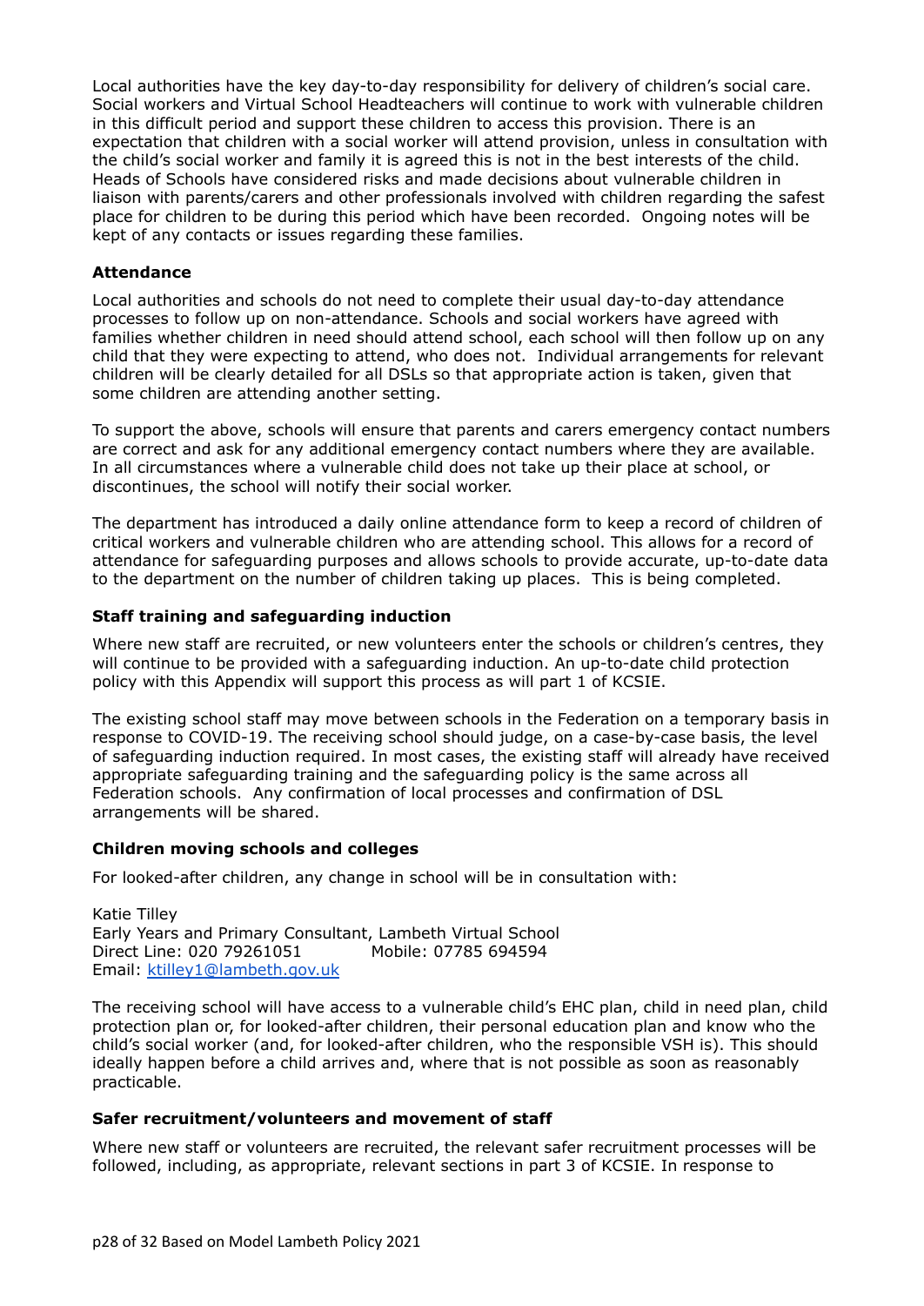Local authorities have the key day-to-day responsibility for delivery of children's social care. Social workers and Virtual School Headteachers will continue to work with vulnerable children in this difficult period and support these children to access this provision. There is an expectation that children with a social worker will attend provision, unless in consultation with the child's social worker and family it is agreed this is not in the best interests of the child. Heads of Schools have considered risks and made decisions about vulnerable children in liaison with parents/carers and other professionals involved with children regarding the safest place for children to be during this period which have been recorded. Ongoing notes will be kept of any contacts or issues regarding these families.

### Attendance

Local authorities and schools do not need to complete their usual day-to-day attendance processes to follow up on non-attendance. Schools and social workers have agreed with families whether children in need should attend school, each school will then follow up on any child that they were expecting to attend, who does not. Individual arrangements for relevant children will be clearly detailed for all DSLs so that appropriate action is taken, given that some children are attending another setting.

To support the above, schools will ensure that parents and carers emergency contact numbers are correct and ask for any additional emergency contact numbers where they are available. In all circumstances where a vulnerable child does not take up their place at school, or discontinues, the school will notify their social worker.

The department has introduced a daily online attendance form to keep a record of children of critical workers and vulnerable children who are attending school. This allows for a record of attendance for safeguarding purposes and allows schools to provide accurate, up-to-date data to the department on the number of children taking up places. This is being completed.

### Staff training and safeguarding induction

Where new staff are recruited, or new volunteers enter the schools or children's centres, they will continue to be provided with a safeguarding induction. An up-to-date child protection policy with this Appendix will support this process as will part 1 of KCSIE.

The existing school staff may move between schools in the Federation on a temporary basis in response to COVID-19. The receiving school should judge, on a case-by-case basis, the level of safeguarding induction required. In most cases, the existing staff will already have received appropriate safeguarding training and the safeguarding policy is the same across all Federation schools. Any confirmation of local processes and confirmation of DSL arrangements will be shared.

### Children moving schools and colleges

For looked-after children, any change in school will be in consultation with:

Katie Tilley
Early Years and Primary Consultant, Lambeth Virtual School
Direct Line: 020 79261051 Mobile: 07785 694594
Email: [ktilley1@lambeth.gov.uk](mailto:ktilley1@lambeth.gov.uk)

The receiving school will have access to a vulnerable child's EHC plan, child in need plan, child protection plan or, for looked-after children, their personal education plan and know who the child's social worker (and, for looked-after children, who the responsible VSH is). This should ideally happen before a child arrives and, where that is not possible as soon as reasonably practicable.

### Safer recruitment/volunteers and movement of staff

Where new staff or volunteers are recruited, the relevant safer recruitment processes will be followed, including, as appropriate, relevant sections in part 3 of KCSIE. In response to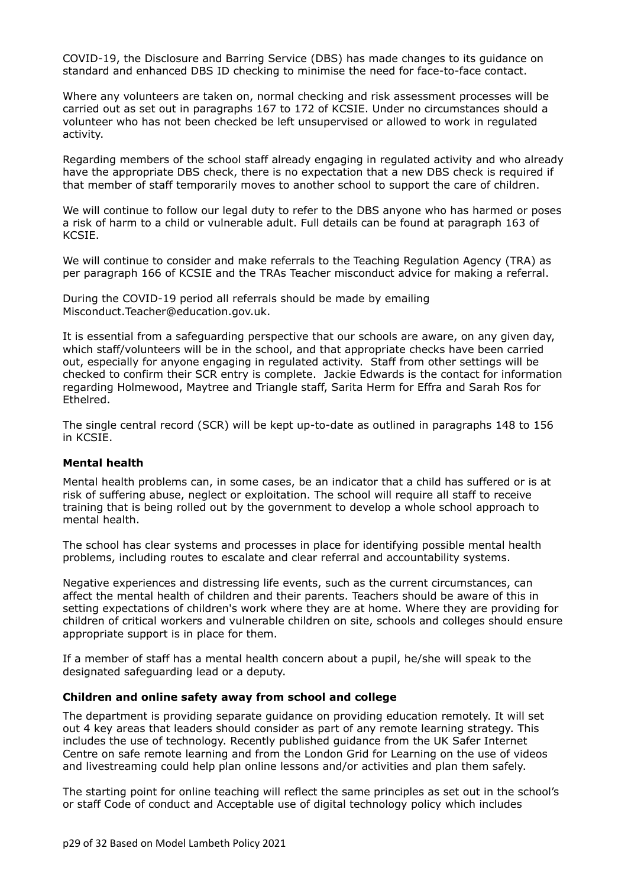COVID-19, the Disclosure and Barring Service (DBS) has made changes to its guidance on standard and enhanced DBS ID checking to minimise the need for face-to-face contact.

Where any volunteers are taken on, normal checking and risk assessment processes will be carried out as set out in paragraphs 167 to 172 of KCSIE. Under no circumstances should a volunteer who has not been checked be left unsupervised or allowed to work in regulated activity.

Regarding members of the school staff already engaging in regulated activity and who already have the appropriate DBS check, there is no expectation that a new DBS check is required if that member of staff temporarily moves to another school to support the care of children.

We will continue to follow our legal duty to refer to the DBS anyone who has harmed or poses a risk of harm to a child or vulnerable adult. Full details can be found at paragraph 163 of KCSIE.

We will continue to consider and make referrals to the Teaching Regulation Agency (TRA) as per paragraph 166 of KCSIE and the TRAs Teacher misconduct advice for making a referral.

During the COVID-19 period all referrals should be made by emailing Misconduct.Teacher@education.gov.uk.

It is essential from a safeguarding perspective that our schools are aware, on any given day, which staff/volunteers will be in the school, and that appropriate checks have been carried out, especially for anyone engaging in regulated activity. Staff from other settings will be checked to confirm their SCR entry is complete. Jackie Edwards is the contact for information regarding Holmewood, Maytree and Triangle staff, Sarita Herm for Effra and Sarah Ros for Ethelred.

The single central record (SCR) will be kept up-to-date as outlined in paragraphs 148 to 156 in KCSIE.

**Mental health**

Mental health problems can, in some cases, be an indicator that a child has suffered or is at risk of suffering abuse, neglect or exploitation. The school will require all staff to receive training that is being rolled out by the government to develop a whole school approach to mental health.

The school has clear systems and processes in place for identifying possible mental health problems, including routes to escalate and clear referral and accountability systems.

Negative experiences and distressing life events, such as the current circumstances, can affect the mental health of children and their parents. Teachers should be aware of this in setting expectations of children's work where they are at home. Where they are providing for children of critical workers and vulnerable children on site, schools and colleges should ensure appropriate support is in place for them.

If a member of staff has a mental health concern about a pupil, he/she will speak to the designated safeguarding lead or a deputy.

**Children and online safety away from school and college**

The department is providing separate guidance on providing education remotely. It will set out 4 key areas that leaders should consider as part of any remote learning strategy. This includes the use of technology. Recently published guidance from the UK Safer Internet Centre on safe remote learning and from the London Grid for Learning on the use of videos and livestreaming could help plan online lessons and/or activities and plan them safely.

The starting point for online teaching will reflect the same principles as set out in the school's or staff Code of conduct and Acceptable use of digital technology policy which includes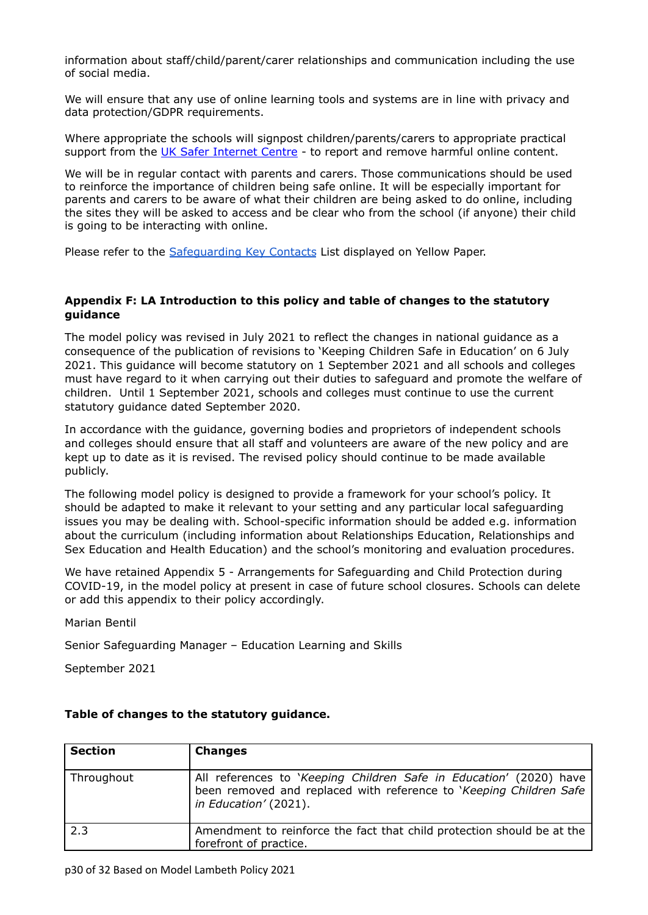information about staff/child/parent/carer relationships and communication including the use of social media.

We will ensure that any use of online learning tools and systems are in line with privacy and data protection/GDPR requirements.

Where appropriate the schools will signpost children/parents/carers to appropriate practical support from the UK Safer Internet Centre - to report and remove harmful online content.

We will be in regular contact with parents and carers. Those communications should be used to reinforce the importance of children being safe online. It will be especially important for parents and carers to be aware of what their children are being asked to do online, including the sites they will be asked to access and be clear who from the school (if anyone) their child is going to be interacting with online.

Please refer to the Safeguarding Key Contacts List displayed on Yellow Paper.

**Appendix F: LA Introduction to this policy and table of changes to the statutory guidance**

The model policy was revised in July 2021 to reflect the changes in national guidance as a consequence of the publication of revisions to 'Keeping Children Safe in Education' on 6 July 2021. This guidance will become statutory on 1 September 2021 and all schools and colleges must have regard to it when carrying out their duties to safeguard and promote the welfare of children. Until 1 September 2021, schools and colleges must continue to use the current statutory guidance dated September 2020.

In accordance with the guidance, governing bodies and proprietors of independent schools and colleges should ensure that all staff and volunteers are aware of the new policy and are kept up to date as it is revised. The revised policy should continue to be made available publicly.

The following model policy is designed to provide a framework for your school's policy. It should be adapted to make it relevant to your setting and any particular local safeguarding issues you may be dealing with. School-specific information should be added e.g. information about the curriculum (including information about Relationships Education, Relationships and Sex Education and Health Education) and the school's monitoring and evaluation procedures.

We have retained Appendix 5 - Arrangements for Safeguarding and Child Protection during COVID-19, in the model policy at present in case of future school closures. Schools can delete or add this appendix to their policy accordingly.

Marian Bentil

Senior Safeguarding Manager – Education Learning and Skills

September 2021

**Table of changes to the statutory guidance.**

| Section | Changes |
|---|---|
| Throughout | All references to '*Keeping Children Safe in Education*' (2020) have been removed and replaced with reference to '*Keeping Children Safe in Education'* (2021). |
| 2.3 | Amendment to reinforce the fact that child protection should be at the forefront of practice. |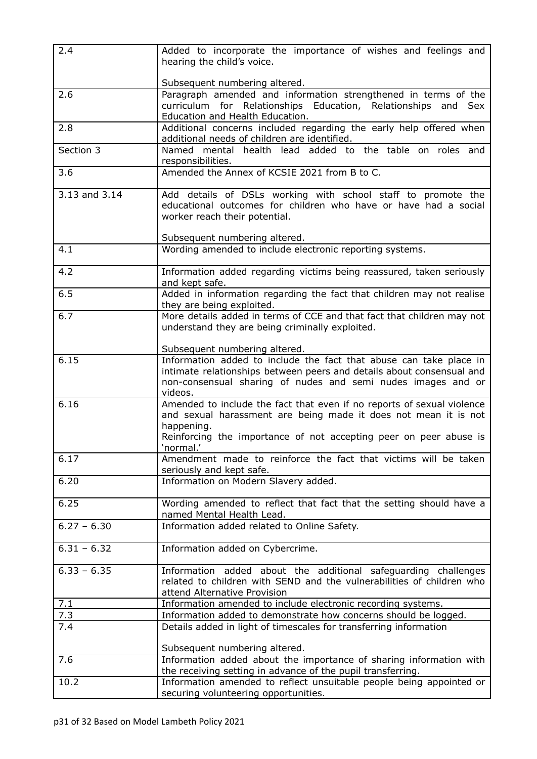| 2.4 | Added to incorporate the importance of wishes and feelings and hearing the child's voice.<br><br>Subsequent numbering altered. |
|---|---|
| 2.6 | Paragraph amended and information strengthened in terms of the curriculum for Relationships Education, Relationships and Sex Education and Health Education. |
| 2.8 | Additional concerns included regarding the early help offered when additional needs of children are identified. |
| Section 3 | Named mental health lead added to the table on roles and responsibilities. |
| 3.6 | Amended the Annex of KCSIE 2021 from B to C. |
| 3.13 and 3.14 | Add details of DSLs working with school staff to promote the educational outcomes for children who have or have had a social worker reach their potential.<br><br>Subsequent numbering altered. |
| 4.1 | Wording amended to include electronic reporting systems. |
| 4.2 | Information added regarding victims being reassured, taken seriously and kept safe. |
| 6.5 | Added in information regarding the fact that children may not realise they are being exploited. |
| 6.7 | More details added in terms of CCE and that fact that children may not understand they are being criminally exploited.<br><br>Subsequent numbering altered. |
| 6.15 | Information added to include the fact that abuse can take place in intimate relationships between peers and details about consensual and non-consensual sharing of nudes and semi nudes images and or videos. |
| 6.16 | Amended to include the fact that even if no reports of sexual violence and sexual harassment are being made it does not mean it is not happening.<br>Reinforcing the importance of not accepting peer on peer abuse is 'normal.' |
| 6.17 | Amendment made to reinforce the fact that victims will be taken seriously and kept safe. |
| 6.20 | Information on Modern Slavery added. |
| 6.25 | Wording amended to reflect that fact that the setting should have a named Mental Health Lead. |
| 6.27 – 6.30 | Information added related to Online Safety. |
| 6.31 – 6.32 | Information added on Cybercrime. |
| 6.33 – 6.35 | Information added about the additional safeguarding challenges related to children with SEND and the vulnerabilities of children who attend Alternative Provision |
| 7.1 | Information amended to include electronic recording systems. |
| 7.3 | Information added to demonstrate how concerns should be logged. |
| 7.4 | Details added in light of timescales for transferring information<br><br>Subsequent numbering altered. |
| 7.6 | Information added about the importance of sharing information with the receiving setting in advance of the pupil transferring. |
| 10.2 | Information amended to reflect unsuitable people being appointed or securing volunteering opportunities. |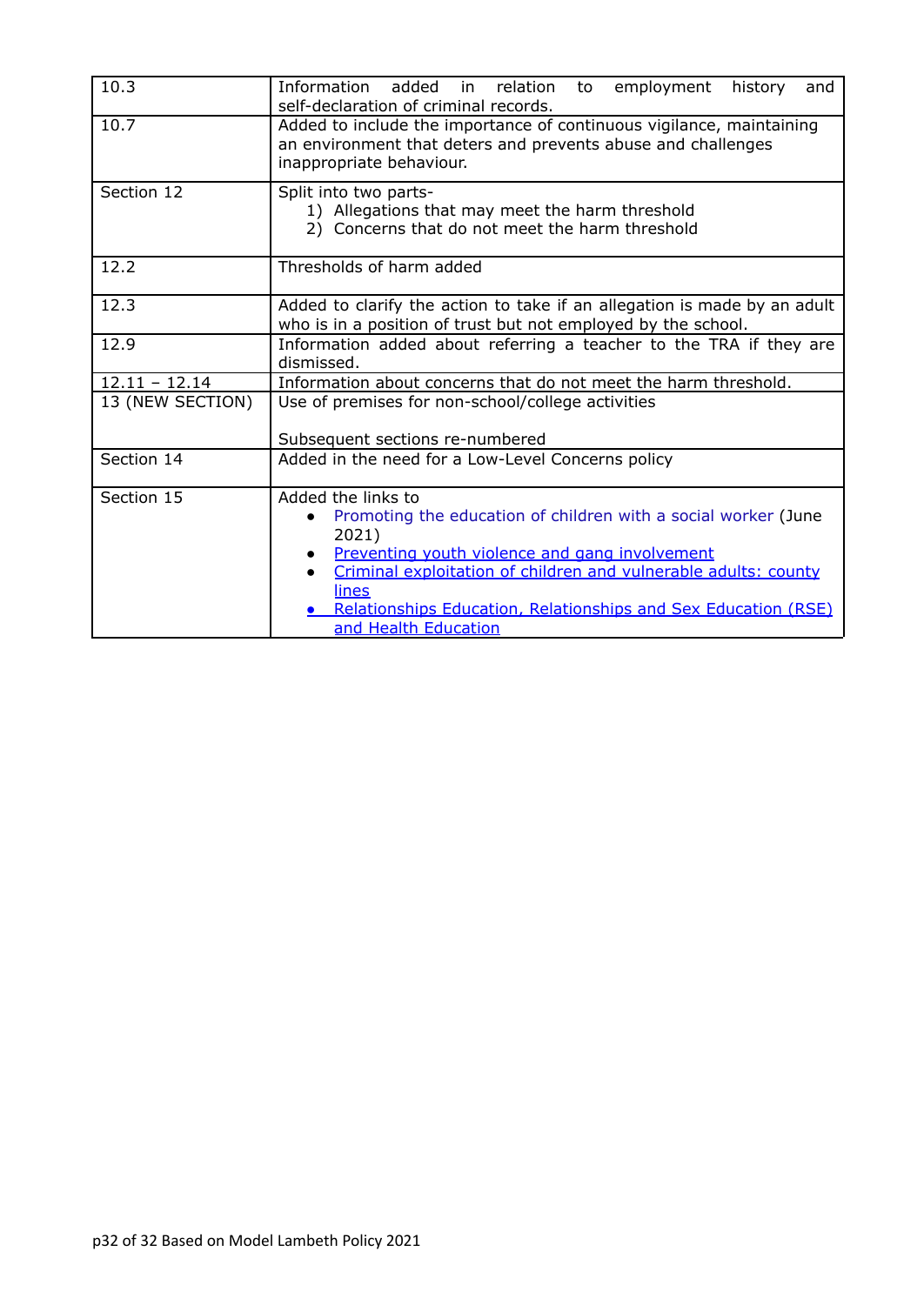| | |
|---|---|
| 10.3 | Information added in relation to employment history and self-declaration of criminal records. |
| 10.7 | Added to include the importance of continuous vigilance, maintaining an environment that deters and prevents abuse and challenges inappropriate behaviour. |
| Section 12 | Split into two parts-<br>1) Allegations that may meet the harm threshold<br>2) Concerns that do not meet the harm threshold |
| 12.2 | Thresholds of harm added |
| 12.3 | Added to clarify the action to take if an allegation is made by an adult who is in a position of trust but not employed by the school. |
| 12.9 | Information added about referring a teacher to the TRA if they are dismissed. |
| 12.11 – 12.14 | Information about concerns that do not meet the harm threshold. |
| 13 (NEW SECTION) | Use of premises for non-school/college activities<br><br>Subsequent sections re-numbered |
| Section 14 | Added in the need for a Low-Level Concerns policy |
| Section 15 | Added the links to<br>• Promoting the education of children with a social worker (June 2021)<br>• Preventing youth violence and gang involvement<br>• Criminal exploitation of children and vulnerable adults: county lines<br>• Relationships Education, Relationships and Sex Education (RSE) and Health Education |

Based on Model Lambeth Policy 2021